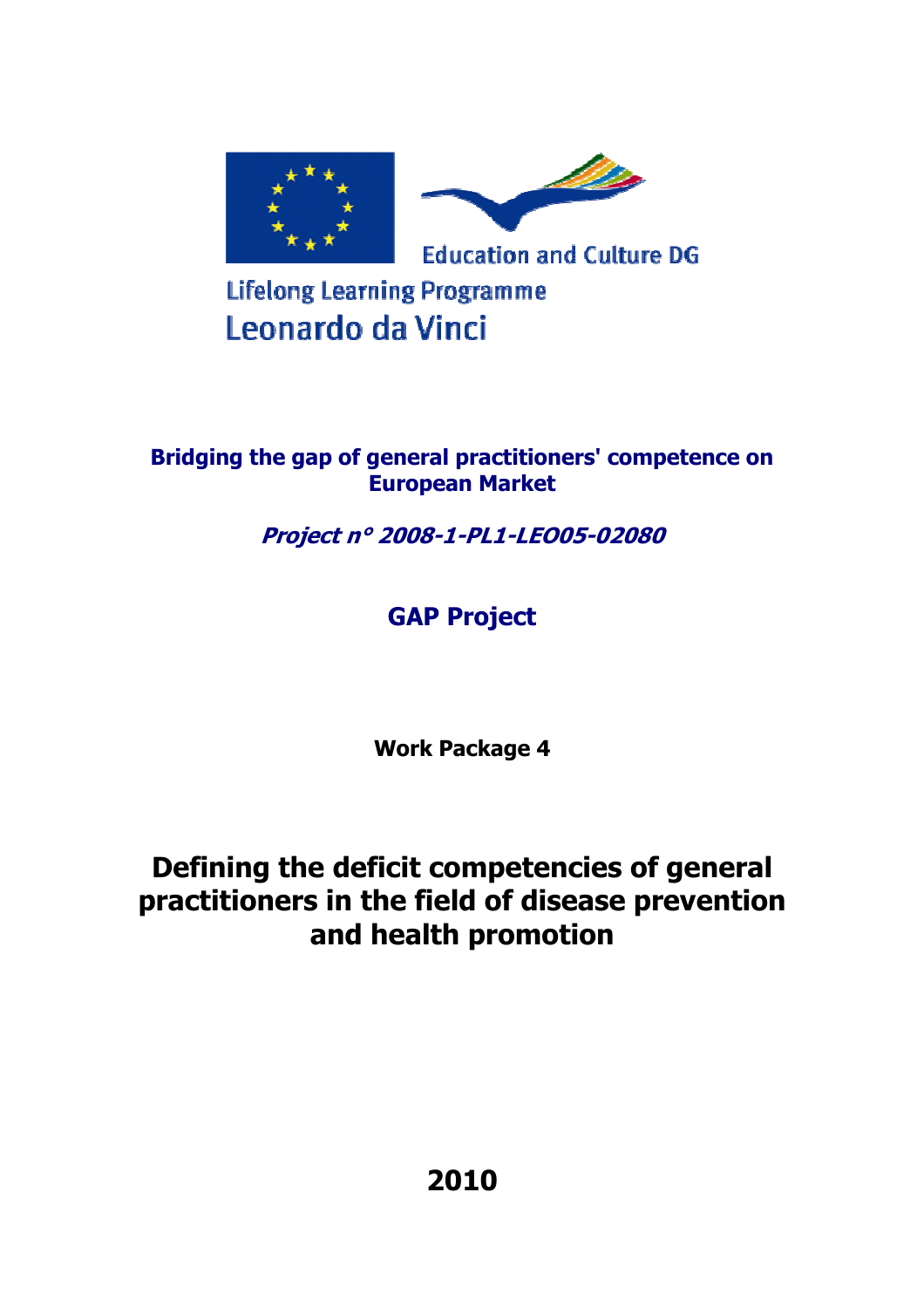Education and Culture DG

Lifelong Learning Programme

Leonardo da Vinci

**Bridging the gap of general practitioners' competence on European Market**

***Project n° 2008-1-PL1-LEO05-02080***

## GAP Project

**Work Package 4**

# Defining the deficit competencies of general practitioners in the field of disease prevention and health promotion

**2010**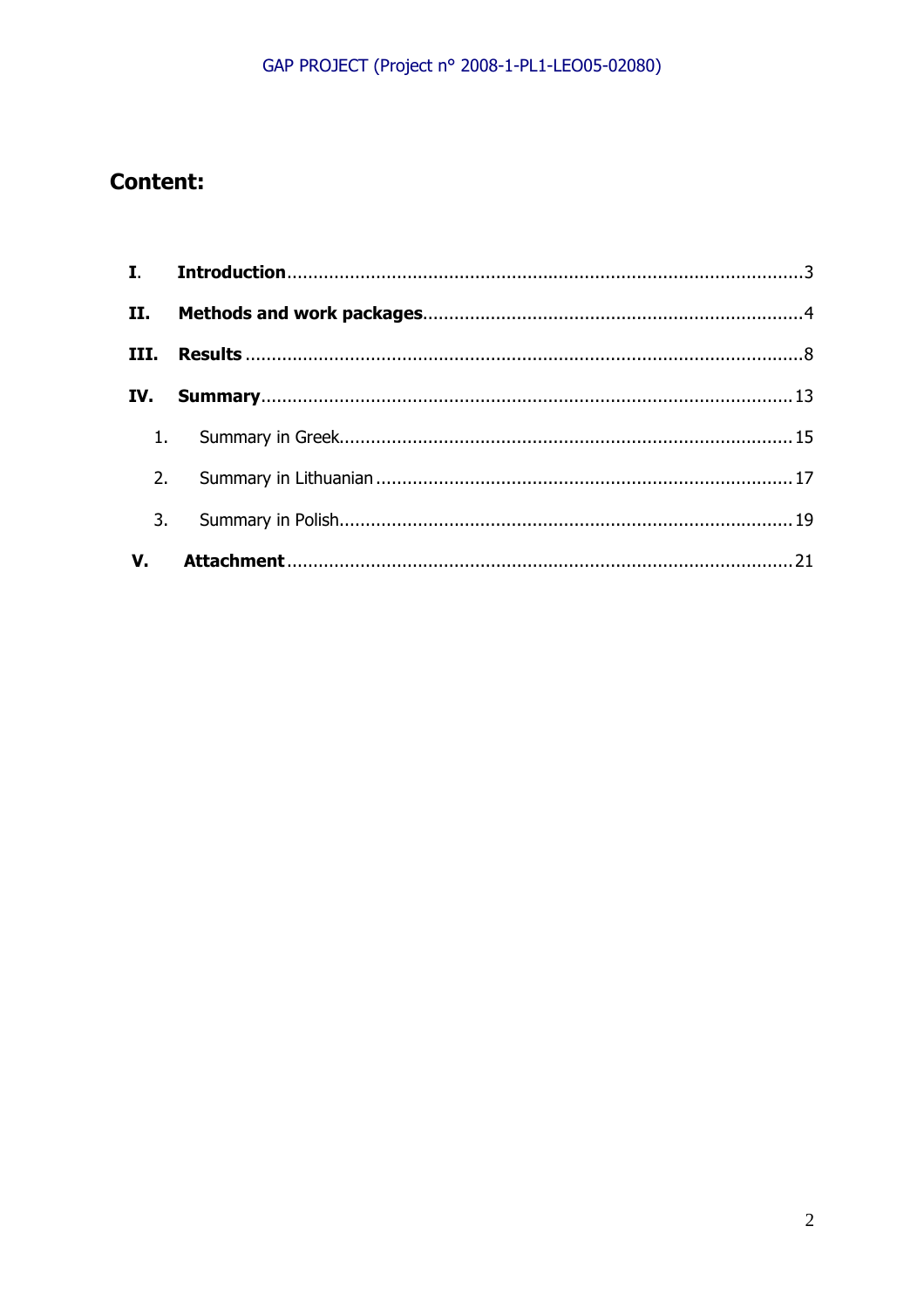# Content:

| | | |
|---|---|---|
| **I.** | **Introduction** | 3 |
| **II.** | **Methods and work packages** | 4 |
| **III.** | **Results** | 8 |
| **IV.** | **Summary** | 13 |
| 1. | Summary in Greek | 15 |
| 2. | Summary in Lithuanian | 17 |
| 3. | Summary in Polish | 19 |
| **V.** | **Attachment** | 21 |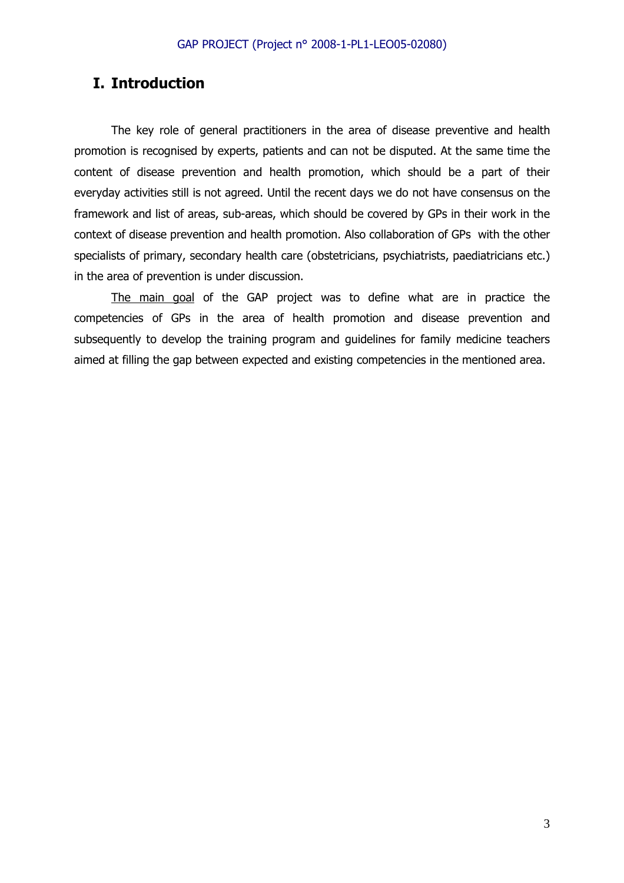# I. Introduction

The key role of general practitioners in the area of disease preventive and health promotion is recognised by experts, patients and can not be disputed. At the same time the content of disease prevention and health promotion, which should be a part of their everyday activities still is not agreed. Until the recent days we do not have consensus on the framework and list of areas, sub-areas, which should be covered by GPs in their work in the context of disease prevention and health promotion. Also collaboration of GPs with the other specialists of primary, secondary health care (obstetricians, psychiatrists, paediatricians etc.) in the area of prevention is under discussion.

The main goal of the GAP project was to define what are in practice the competencies of GPs in the area of health promotion and disease prevention and subsequently to develop the training program and guidelines for family medicine teachers aimed at filling the gap between expected and existing competencies in the mentioned area.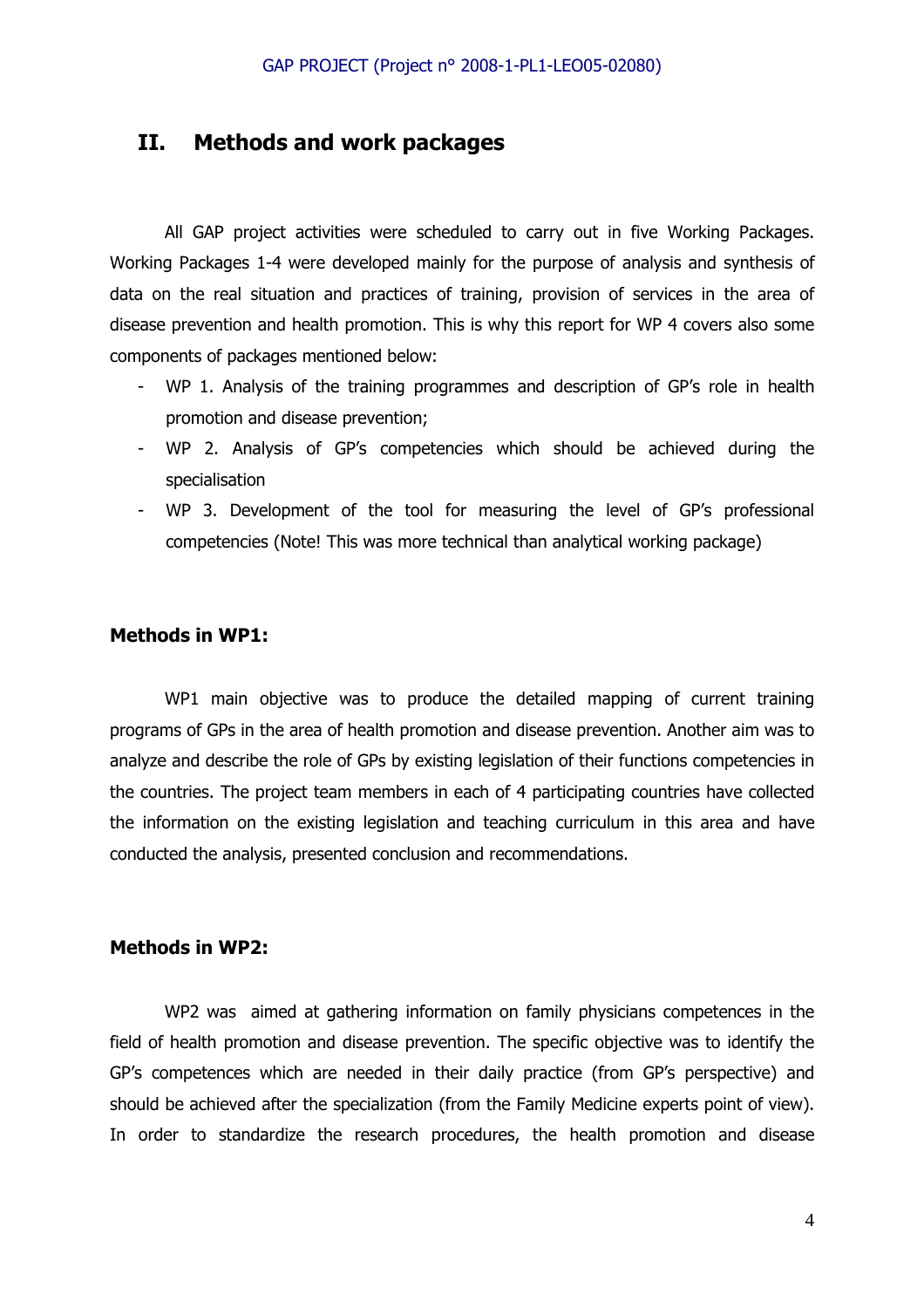## II. Methods and work packages

All GAP project activities were scheduled to carry out in five Working Packages. Working Packages 1-4 were developed mainly for the purpose of analysis and synthesis of data on the real situation and practices of training, provision of services in the area of disease prevention and health promotion. This is why this report for WP 4 covers also some components of packages mentioned below:

- WP 1. Analysis of the training programmes and description of GP's role in health promotion and disease prevention;
- WP 2. Analysis of GP's competencies which should be achieved during the specialisation
- WP 3. Development of the tool for measuring the level of GP's professional competencies (Note! This was more technical than analytical working package)

### Methods in WP1:

WP1 main objective was to produce the detailed mapping of current training programs of GPs in the area of health promotion and disease prevention. Another aim was to analyze and describe the role of GPs by existing legislation of their functions competencies in the countries. The project team members in each of 4 participating countries have collected the information on the existing legislation and teaching curriculum in this area and have conducted the analysis, presented conclusion and recommendations.

### Methods in WP2:

WP2 was aimed at gathering information on family physicians competences in the field of health promotion and disease prevention. The specific objective was to identify the GP's competences which are needed in their daily practice (from GP's perspective) and should be achieved after the specialization (from the Family Medicine experts point of view). In order to standardize the research procedures, the health promotion and disease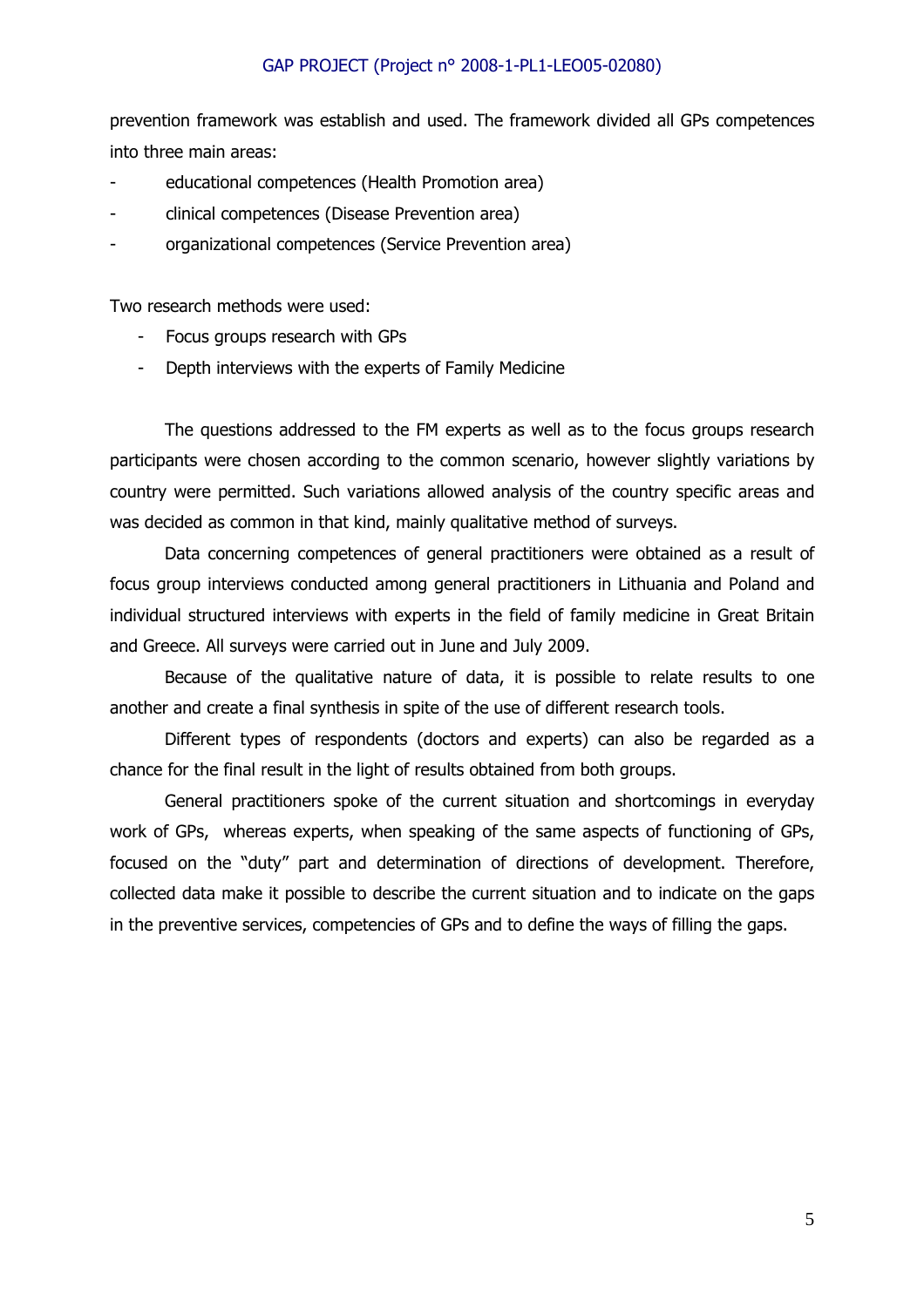prevention framework was establish and used. The framework divided all GPs competences into three main areas:

- educational competences (Health Promotion area)
- clinical competences (Disease Prevention area)
- organizational competences (Service Prevention area)

Two research methods were used:

- Focus groups research with GPs
- Depth interviews with the experts of Family Medicine

The questions addressed to the FM experts as well as to the focus groups research participants were chosen according to the common scenario, however slightly variations by country were permitted. Such variations allowed analysis of the country specific areas and was decided as common in that kind, mainly qualitative method of surveys.

Data concerning competences of general practitioners were obtained as a result of focus group interviews conducted among general practitioners in Lithuania and Poland and individual structured interviews with experts in the field of family medicine in Great Britain and Greece. All surveys were carried out in June and July 2009.

Because of the qualitative nature of data, it is possible to relate results to one another and create a final synthesis in spite of the use of different research tools.

Different types of respondents (doctors and experts) can also be regarded as a chance for the final result in the light of results obtained from both groups.

General practitioners spoke of the current situation and shortcomings in everyday work of GPs, whereas experts, when speaking of the same aspects of functioning of GPs, focused on the "duty" part and determination of directions of development. Therefore, collected data make it possible to describe the current situation and to indicate on the gaps in the preventive services, competencies of GPs and to define the ways of filling the gaps.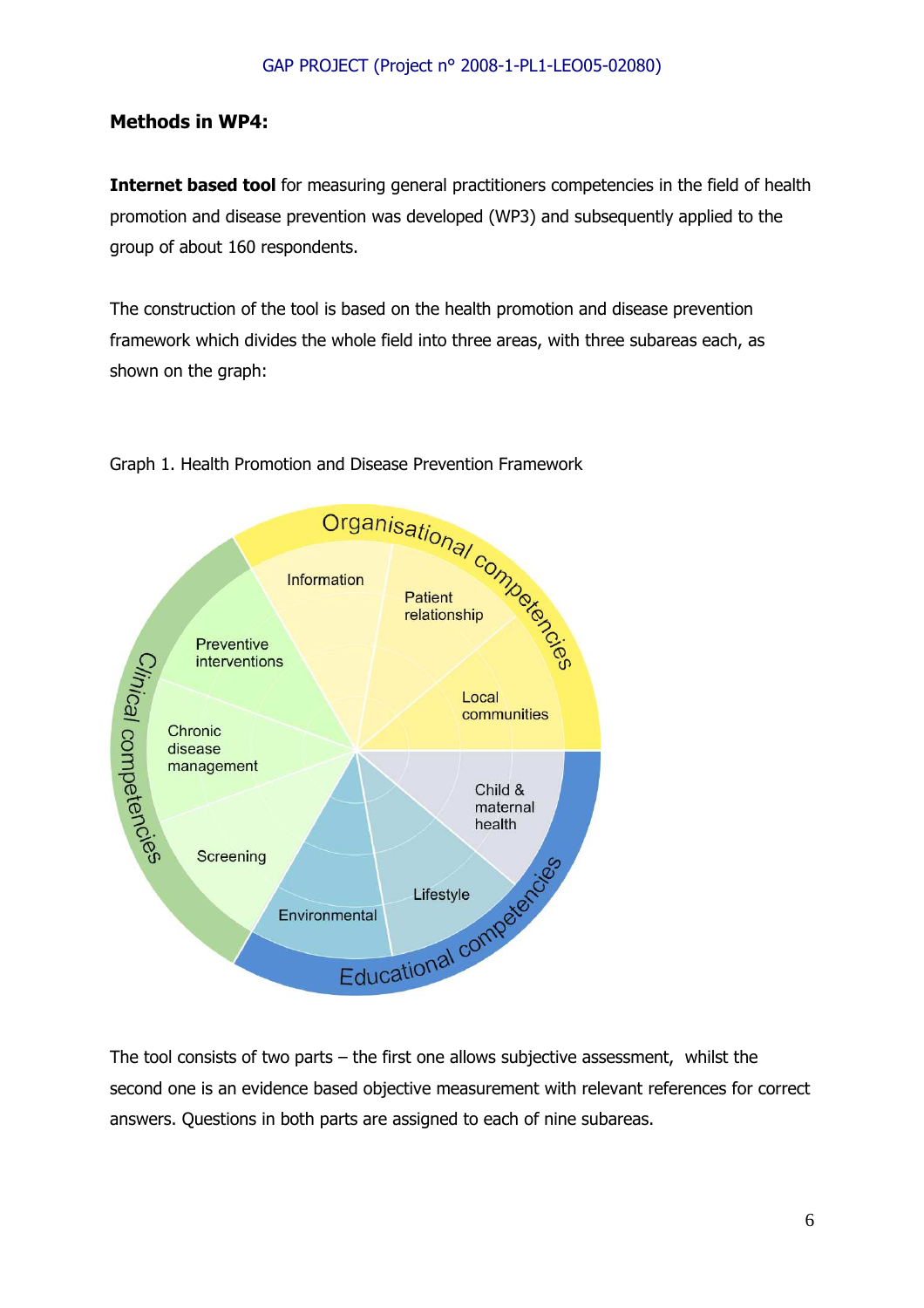**Methods in WP4:**

**Internet based tool** for measuring general practitioners competencies in the field of health promotion and disease prevention was developed (WP3) and subsequently applied to the group of about 160 respondents.

The construction of the tool is based on the health promotion and disease prevention framework which divides the whole field into three areas, with three subareas each, as shown on the graph:

Graph 1. Health Promotion and Disease Prevention Framework

The tool consists of two parts – the first one allows subjective assessment, whilst the second one is an evidence based objective measurement with relevant references for correct answers. Questions in both parts are assigned to each of nine subareas.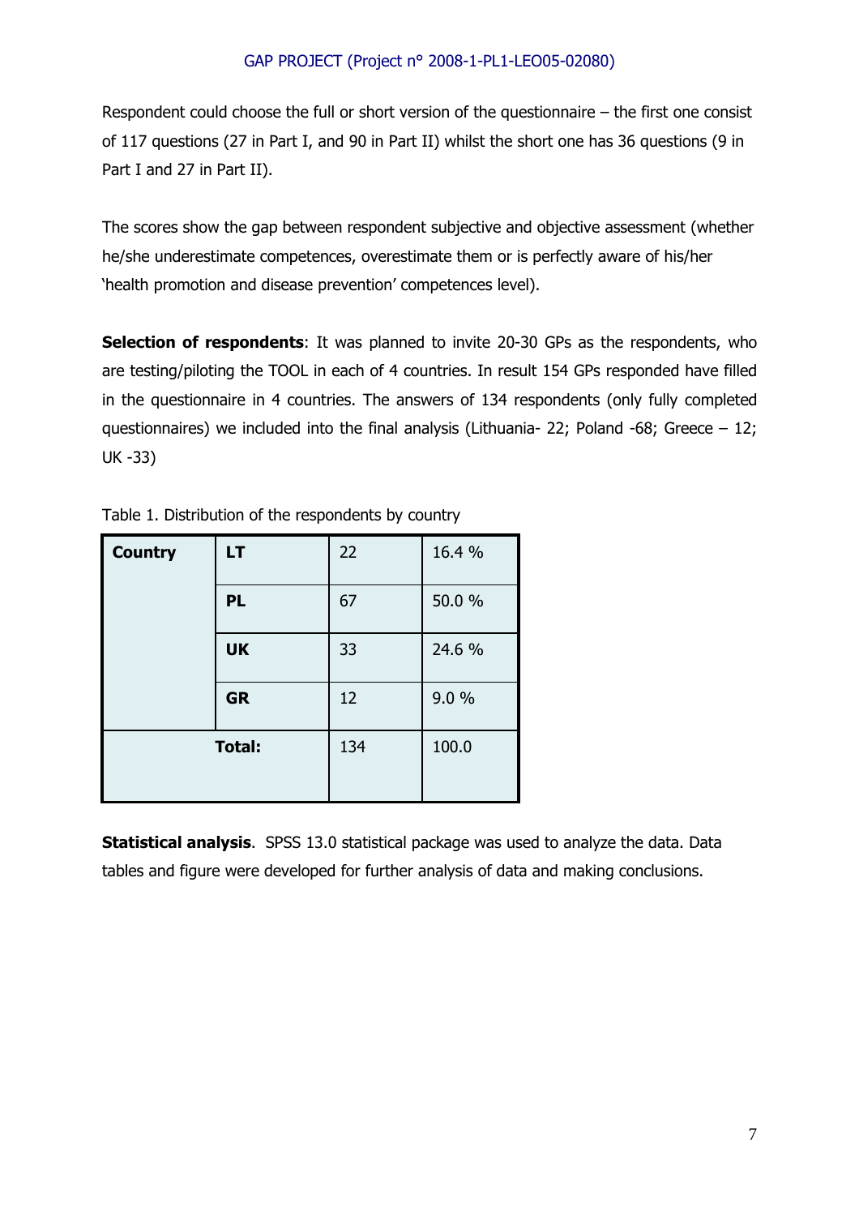Respondent could choose the full or short version of the questionnaire – the first one consist of 117 questions (27 in Part I, and 90 in Part II) whilst the short one has 36 questions (9 in Part I and 27 in Part II).

The scores show the gap between respondent subjective and objective assessment (whether he/she underestimate competences, overestimate them or is perfectly aware of his/her 'health promotion and disease prevention' competences level).

**Selection of respondents**: It was planned to invite 20-30 GPs as the respondents, who are testing/piloting the TOOL in each of 4 countries. In result 154 GPs responded have filled in the questionnaire in 4 countries. The answers of 134 respondents (only fully completed questionnaires) we included into the final analysis (Lithuania- 22; Poland -68; Greece – 12; UK -33)

Table 1. Distribution of the respondents by country

| **Country** | | | |
|---|---|---|---|
| | **LT** | 22 | 16.4 % |
| | **PL** | 67 | 50.0 % |
| | **UK** | 33 | 24.6 % |
| | **GR** | 12 | 9.0 % |
| **Total:** | | 134 | 100.0 |

**Statistical analysis**. SPSS 13.0 statistical package was used to analyze the data. Data tables and figure were developed for further analysis of data and making conclusions.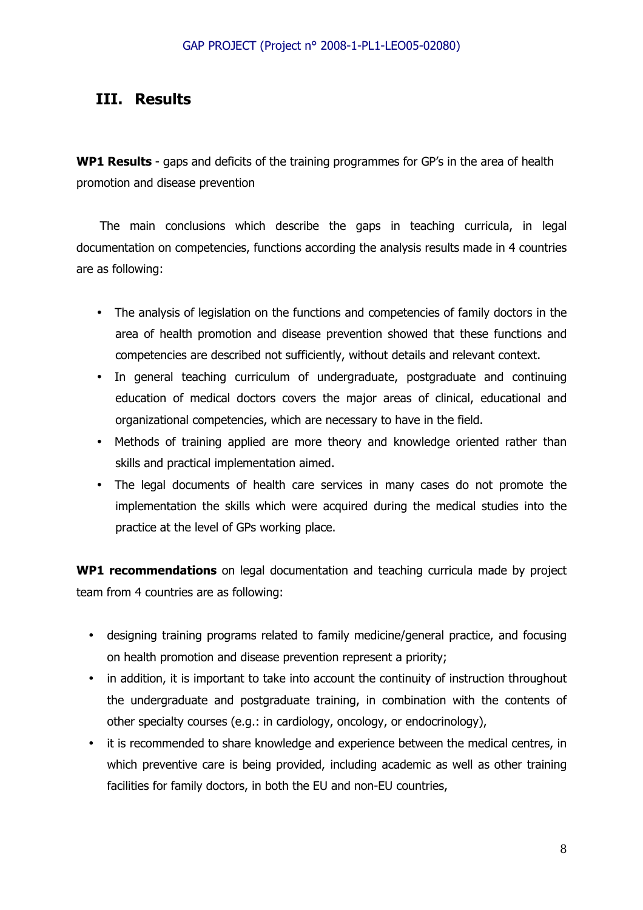# III. Results

**WP1 Results** - gaps and deficits of the training programmes for GP's in the area of health promotion and disease prevention

The main conclusions which describe the gaps in teaching curricula, in legal documentation on competencies, functions according the analysis results made in 4 countries are as following:

- The analysis of legislation on the functions and competencies of family doctors in the area of health promotion and disease prevention showed that these functions and competencies are described not sufficiently, without details and relevant context.
- In general teaching curriculum of undergraduate, postgraduate and continuing education of medical doctors covers the major areas of clinical, educational and organizational competencies, which are necessary to have in the field.
- Methods of training applied are more theory and knowledge oriented rather than skills and practical implementation aimed.
- The legal documents of health care services in many cases do not promote the implementation the skills which were acquired during the medical studies into the practice at the level of GPs working place.

**WP1 recommendations** on legal documentation and teaching curricula made by project team from 4 countries are as following:

- designing training programs related to family medicine/general practice, and focusing on health promotion and disease prevention represent a priority;
- in addition, it is important to take into account the continuity of instruction throughout the undergraduate and postgraduate training, in combination with the contents of other specialty courses (e.g.: in cardiology, oncology, or endocrinology),
- it is recommended to share knowledge and experience between the medical centres, in which preventive care is being provided, including academic as well as other training facilities for family doctors, in both the EU and non-EU countries,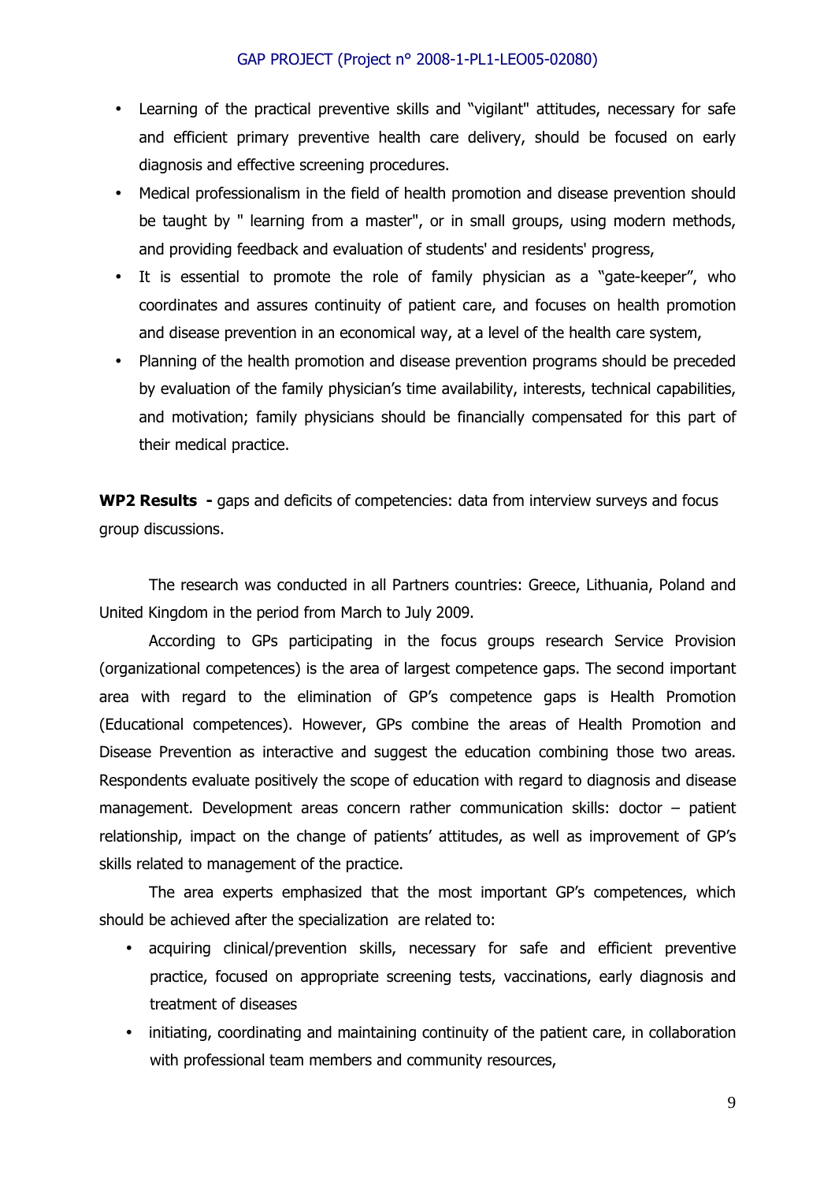- Learning of the practical preventive skills and "vigilant" attitudes, necessary for safe and efficient primary preventive health care delivery, should be focused on early diagnosis and effective screening procedures.
- Medical professionalism in the field of health promotion and disease prevention should be taught by " learning from a master", or in small groups, using modern methods, and providing feedback and evaluation of students' and residents' progress,
- It is essential to promote the role of family physician as a "gate-keeper", who coordinates and assures continuity of patient care, and focuses on health promotion and disease prevention in an economical way, at a level of the health care system,
- Planning of the health promotion and disease prevention programs should be preceded by evaluation of the family physician's time availability, interests, technical capabilities, and motivation; family physicians should be financially compensated for this part of their medical practice.

**WP2 Results -** gaps and deficits of competencies: data from interview surveys and focus group discussions.

The research was conducted in all Partners countries: Greece, Lithuania, Poland and United Kingdom in the period from March to July 2009.

According to GPs participating in the focus groups research Service Provision (organizational competences) is the area of largest competence gaps. The second important area with regard to the elimination of GP's competence gaps is Health Promotion (Educational competences). However, GPs combine the areas of Health Promotion and Disease Prevention as interactive and suggest the education combining those two areas. Respondents evaluate positively the scope of education with regard to diagnosis and disease management. Development areas concern rather communication skills: doctor – patient relationship, impact on the change of patients' attitudes, as well as improvement of GP's skills related to management of the practice.

The area experts emphasized that the most important GP's competences, which should be achieved after the specialization are related to:

- acquiring clinical/prevention skills, necessary for safe and efficient preventive practice, focused on appropriate screening tests, vaccinations, early diagnosis and treatment of diseases
- initiating, coordinating and maintaining continuity of the patient care, in collaboration with professional team members and community resources,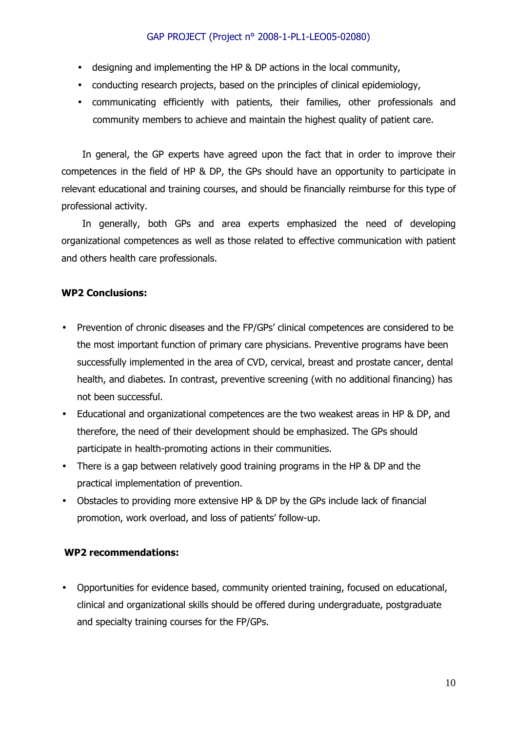- designing and implementing the HP & DP actions in the local community,
- conducting research projects, based on the principles of clinical epidemiology,
- communicating efficiently with patients, their families, other professionals and community members to achieve and maintain the highest quality of patient care.

In general, the GP experts have agreed upon the fact that in order to improve their competences in the field of HP & DP, the GPs should have an opportunity to participate in relevant educational and training courses, and should be financially reimburse for this type of professional activity.

In generally, both GPs and area experts emphasized the need of developing organizational competences as well as those related to effective communication with patient and others health care professionals.

**WP2 Conclusions:**

- Prevention of chronic diseases and the FP/GPs' clinical competences are considered to be the most important function of primary care physicians. Preventive programs have been successfully implemented in the area of CVD, cervical, breast and prostate cancer, dental health, and diabetes. In contrast, preventive screening (with no additional financing) has not been successful.
- Educational and organizational competences are the two weakest areas in HP & DP, and therefore, the need of their development should be emphasized. The GPs should participate in health-promoting actions in their communities.
- There is a gap between relatively good training programs in the HP & DP and the practical implementation of prevention.
- Obstacles to providing more extensive HP & DP by the GPs include lack of financial promotion, work overload, and loss of patients' follow-up.

**WP2 recommendations:**

- Opportunities for evidence based, community oriented training, focused on educational, clinical and organizational skills should be offered during undergraduate, postgraduate and specialty training courses for the FP/GPs.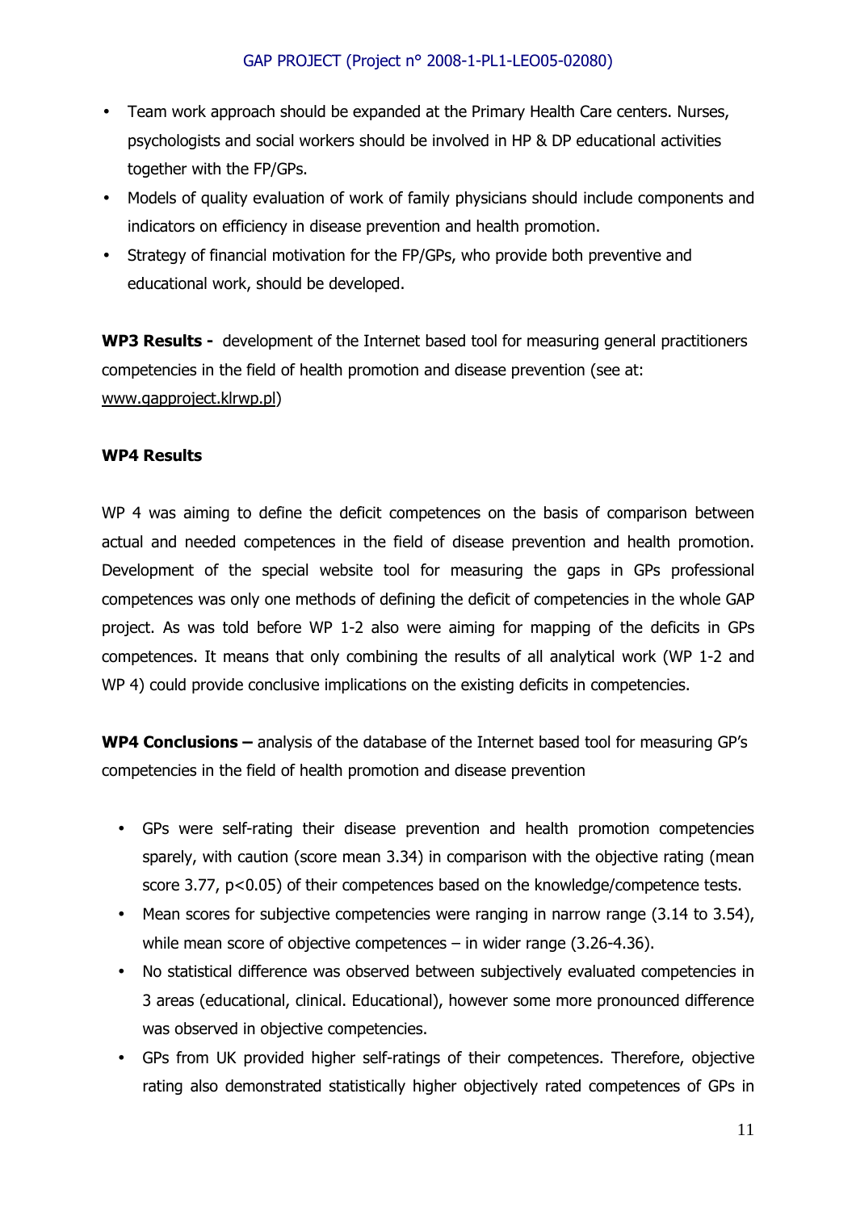- Team work approach should be expanded at the Primary Health Care centers. Nurses, psychologists and social workers should be involved in HP & DP educational activities together with the FP/GPs.
- Models of quality evaluation of work of family physicians should include components and indicators on efficiency in disease prevention and health promotion.
- Strategy of financial motivation for the FP/GPs, who provide both preventive and educational work, should be developed.

**WP3 Results -** development of the Internet based tool for measuring general practitioners competencies in the field of health promotion and disease prevention (see at: www.gapproject.klrwp.pl)

**WP4 Results**

WP 4 was aiming to define the deficit competences on the basis of comparison between actual and needed competences in the field of disease prevention and health promotion. Development of the special website tool for measuring the gaps in GPs professional competences was only one methods of defining the deficit of competencies in the whole GAP project. As was told before WP 1-2 also were aiming for mapping of the deficits in GPs competences. It means that only combining the results of all analytical work (WP 1-2 and WP 4) could provide conclusive implications on the existing deficits in competencies.

**WP4 Conclusions –** analysis of the database of the Internet based tool for measuring GP's competencies in the field of health promotion and disease prevention

- GPs were self-rating their disease prevention and health promotion competencies sparely, with caution (score mean 3.34) in comparison with the objective rating (mean score 3.77, $p<0.05$) of their competences based on the knowledge/competence tests.
- Mean scores for subjective competencies were ranging in narrow range (3.14 to 3.54), while mean score of objective competences – in wider range (3.26-4.36).
- No statistical difference was observed between subjectively evaluated competencies in 3 areas (educational, clinical. Educational), however some more pronounced difference was observed in objective competencies.
- GPs from UK provided higher self-ratings of their competences. Therefore, objective rating also demonstrated statistically higher objectively rated competences of GPs in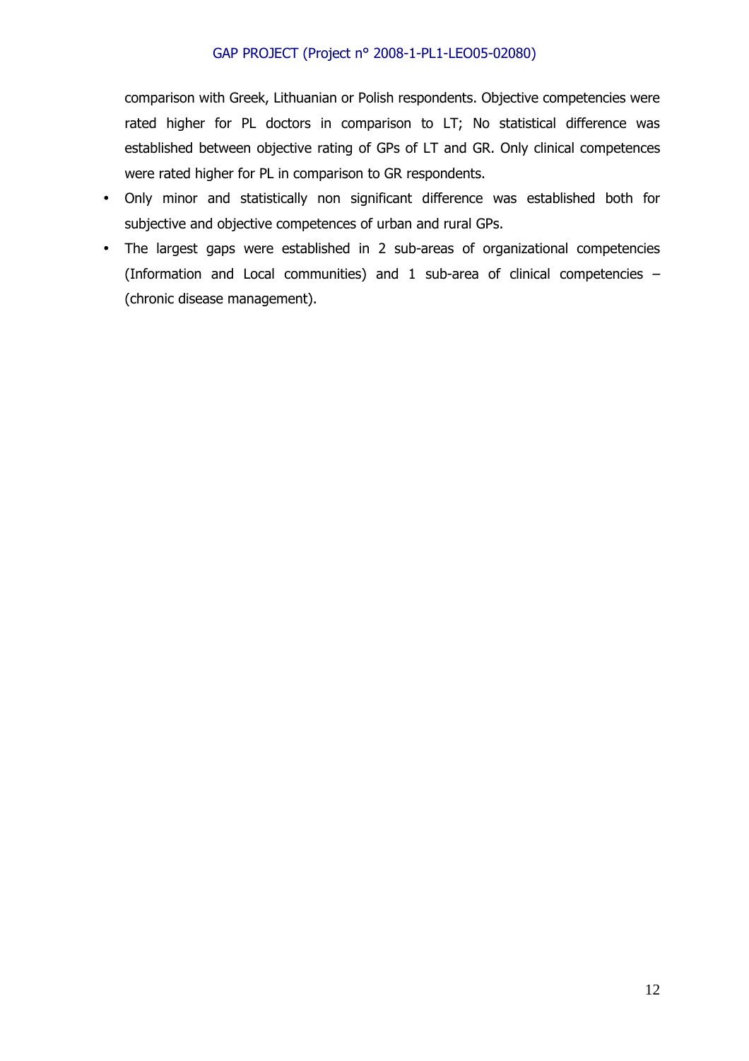comparison with Greek, Lithuanian or Polish respondents. Objective competencies were rated higher for PL doctors in comparison to LT; No statistical difference was established between objective rating of GPs of LT and GR. Only clinical competences were rated higher for PL in comparison to GR respondents.

- Only minor and statistically non significant difference was established both for subjective and objective competences of urban and rural GPs.
- The largest gaps were established in 2 sub-areas of organizational competencies (Information and Local communities) and 1 sub-area of clinical competencies – (chronic disease management).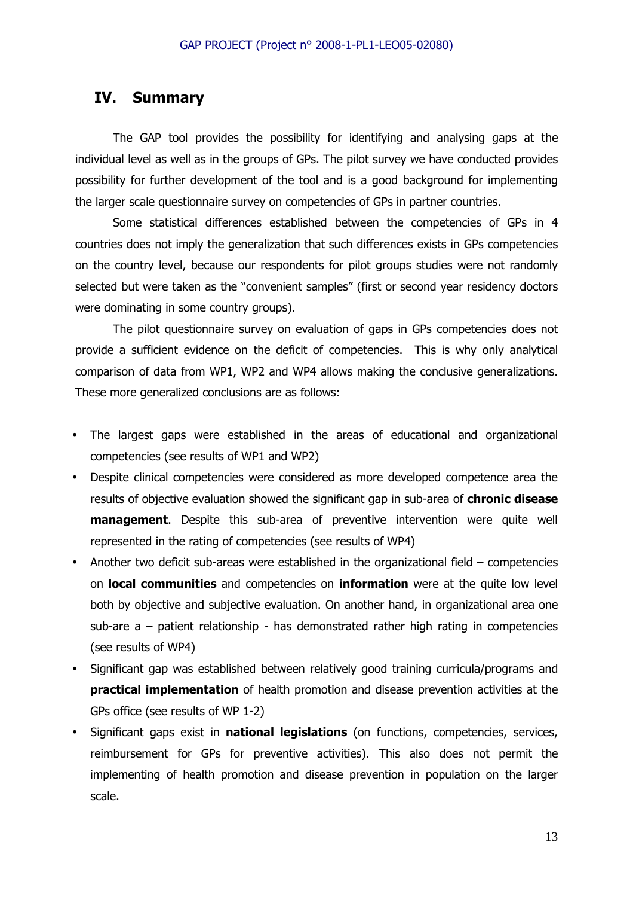## IV. Summary

The GAP tool provides the possibility for identifying and analysing gaps at the individual level as well as in the groups of GPs. The pilot survey we have conducted provides possibility for further development of the tool and is a good background for implementing the larger scale questionnaire survey on competencies of GPs in partner countries.

Some statistical differences established between the competencies of GPs in 4 countries does not imply the generalization that such differences exists in GPs competencies on the country level, because our respondents for pilot groups studies were not randomly selected but were taken as the "convenient samples" (first or second year residency doctors were dominating in some country groups).

The pilot questionnaire survey on evaluation of gaps in GPs competencies does not provide a sufficient evidence on the deficit of competencies. This is why only analytical comparison of data from WP1, WP2 and WP4 allows making the conclusive generalizations. These more generalized conclusions are as follows:

- The largest gaps were established in the areas of educational and organizational competencies (see results of WP1 and WP2)
- Despite clinical competencies were considered as more developed competence area the results of objective evaluation showed the significant gap in sub-area of **chronic disease management**. Despite this sub-area of preventive intervention were quite well represented in the rating of competencies (see results of WP4)
- Another two deficit sub-areas were established in the organizational field – competencies on **local communities** and competencies on **information** were at the quite low level both by objective and subjective evaluation. On another hand, in organizational area one sub-are a – patient relationship - has demonstrated rather high rating in competencies (see results of WP4)
- Significant gap was established between relatively good training curricula/programs and **practical implementation** of health promotion and disease prevention activities at the GPs office (see results of WP 1-2)
- Significant gaps exist in **national legislations** (on functions, competencies, services, reimbursement for GPs for preventive activities). This also does not permit the implementing of health promotion and disease prevention in population on the larger scale.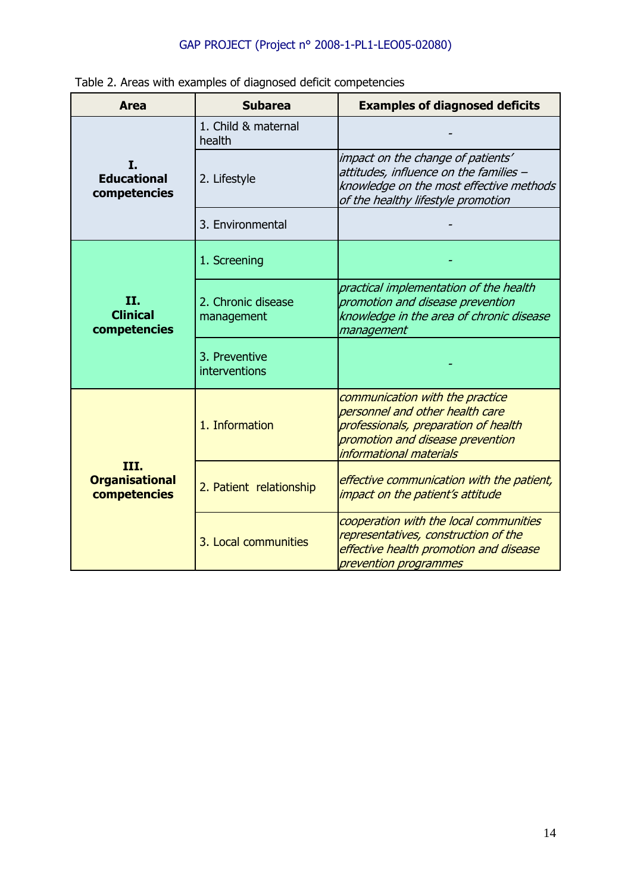Table 2. Areas with examples of diagnosed deficit competencies

| Area | Subarea | Examples of diagnosed deficits |
|---|---|---|
| **I. Educational competencies** | 1. Child & maternal health | - |
| | 2. Lifestyle | *impact on the change of patients' attitudes, influence on the families – knowledge on the most effective methods of the healthy lifestyle promotion* |
| | 3. Environmental | - |
| **II. Clinical competencies** | 1. Screening | - |
| | 2. Chronic disease management | *practical implementation of the health promotion and disease prevention knowledge in the area of chronic disease management* |
| | 3. Preventive interventions | - |
| **III. Organisational competencies** | 1. Information | *communication with the practice personnel and other health care professionals, preparation of health promotion and disease prevention informational materials* |
| | 2. Patient relationship | *effective communication with the patient, impact on the patient's attitude* |
| | 3. Local communities | *cooperation with the local communities representatives, construction of the effective health promotion and disease prevention programmes* |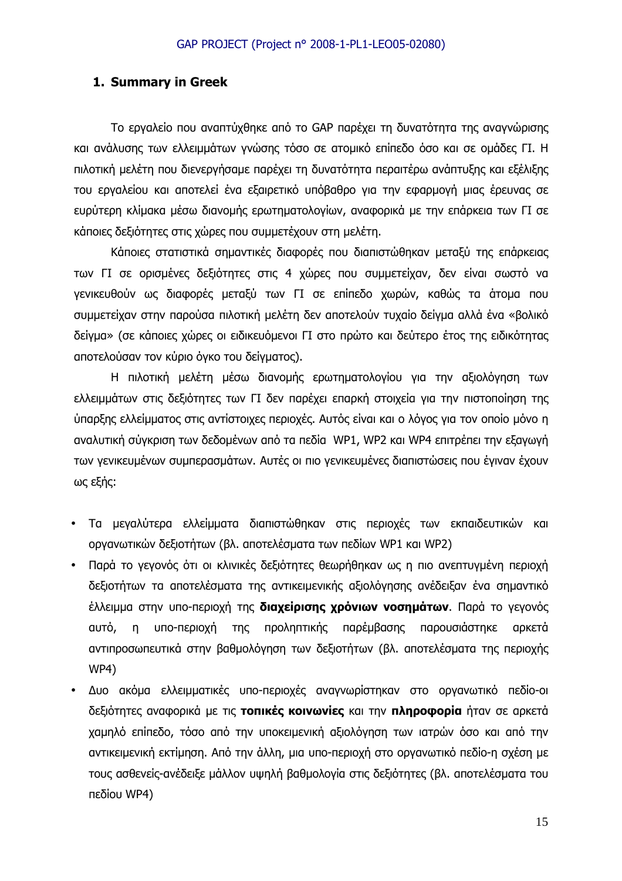## 1. Summary in Greek

Το εργαλείο που αναπτύχθηκε από το GAP παρέχει τη δυνατότητα της αναγνώρισης και ανάλυσης των ελλειμμάτων γνώσης τόσο σε ατομικό επίπεδο όσο και σε ομάδες ΓΙ. Η πιλοτική μελέτη που διενεργήσαμε παρέχει τη δυνατότητα περαιτέρω ανάπτυξης και εξέλιξης του εργαλείου και αποτελεί ένα εξαιρετικό υπόβαθρο για την εφαρμογή μιας έρευνας σε ευρύτερη κλίμακα μέσω διανομής ερωτηματολογίων, αναφορικά με την επάρκεια των ΓΙ σε κάποιες δεξιότητες στις χώρες που συμμετέχουν στη μελέτη.

Κάποιες στατιστικά σημαντικές διαφορές που διαπιστώθηκαν μεταξύ της επάρκειας των ΓΙ σε ορισμένες δεξιότητες στις 4 χώρες που συμμετείχαν, δεν είναι σωστό να γενικευθούν ως διαφορές μεταξύ των ΓΙ σε επίπεδο χωρών, καθώς τα άτομα που συμμετείχαν στην παρούσα πιλοτική μελέτη δεν αποτελούν τυχαίο δείγμα αλλά ένα «βολικό δείγμα» (σε κάποιες χώρες οι ειδικευόμενοι ΓΙ στο πρώτο και δεύτερο έτος της ειδικότητας αποτελούσαν τον κύριο όγκο του δείγματος).

Η πιλοτική μελέτη μέσω διανομής ερωτηματολογίου για την αξιολόγηση των ελλειμμάτων στις δεξιότητες των ΓΙ δεν παρέχει επαρκή στοιχεία για την πιστοποίηση της ύπαρξης ελλείμματος στις αντίστοιχες περιοχές. Αυτός είναι και ο λόγος για τον οποίο μόνο η αναλυτική σύγκριση των δεδομένων από τα πεδία WP1, WP2 και WP4 επιτρέπει την εξαγωγή των γενικευμένων συμπερασμάτων. Αυτές οι πιο γενικευμένες διαπιστώσεις που έγιναν έχουν ως εξής:

- Τα μεγαλύτερα ελλείμματα διαπιστώθηκαν στις περιοχές των εκπαιδευτικών και οργανωτικών δεξιοτήτων (βλ. αποτελέσματα των πεδίων WP1 και WP2)
- Παρά το γεγονός ότι οι κλινικές δεξιότητες θεωρήθηκαν ως η πιο ανεπτυγμένη περιοχή δεξιοτήτων τα αποτελέσματα της αντικειμενικής αξιολόγησης ανέδειξαν ένα σημαντικό έλλειμμα στην υπο-περιοχή της **διαχείρισης χρόνιων νοσημάτων**. Παρά το γεγονός αυτό, η υπο-περιοχή της προληπτικής παρέμβασης παρουσιάστηκε αρκετά αντιπροσωπευτικά στην βαθμολόγηση των δεξιοτήτων (βλ. αποτελέσματα της περιοχής WP4)
- Δυο ακόμα ελλειμματικές υπο-περιοχές αναγνωρίστηκαν στο οργανωτικό πεδίο-οι δεξιότητες αναφορικά με τις **τοπικές κοινωνίες** και την **πληροφορία** ήταν σε αρκετά χαμηλό επίπεδο, τόσο από την υποκειμενική αξιολόγηση των ιατρών όσο και από την αντικειμενική εκτίμηση. Από την άλλη, μια υπο-περιοχή στο οργανωτικό πεδίο-η σχέση με τους ασθενείς-ανέδειξε μάλλον υψηλή βαθμολογία στις δεξιότητες (βλ. αποτελέσματα του πεδίου WP4)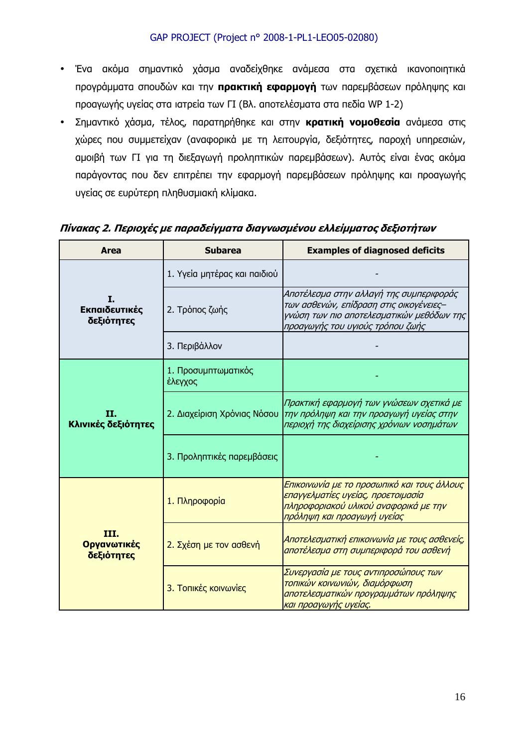- Ένα ακόμα σημαντικό χάσμα αναδείχθηκε ανάμεσα στα σχετικά ικανοποιητικά προγράμματα σπουδών και την **πρακτική εφαρμογή** των παρεμβάσεων πρόληψης και προαγωγής υγείας στα ιατρεία των ΓΙ (Βλ. αποτελέσματα στα πεδία WP 1-2)
- Σημαντικό χάσμα, τέλος, παρατηρήθηκε και στην **κρατική νομοθεσία** ανάμεσα στις χώρες που συμμετείχαν (αναφορικά με τη λειτουργία, δεξιότητες, παροχή υπηρεσιών, αμοιβή των ΓΙ για τη διεξαγωγή προληπτικών παρεμβάσεων). Αυτός είναι ένας ακόμα παράγοντας που δεν επιτρέπει την εφαρμογή παρεμβάσεων πρόληψης και προαγωγής υγείας σε ευρύτερη πληθυσμιακή κλίμακα.

***Πίνακας 2. Περιοχές με παραδείγματα διαγνωσμένου ελλείμματος δεξιοτήτων***

| Area | Subarea | Examples of diagnosed deficits |
|---|---|---|
| **I. Εκπαιδευτικές δεξιότητες** | 1. Υγεία μητέρας και παιδιού | - |
| | 2. Τρόπος ζωής | *Αποτέλεσμα στην αλλαγή της συμπεριφοράς των ασθενών, επίδραση στις οικογένειες– γνώση των πιο αποτελεσματικών μεθόδων της προαγωγής του υγιούς τρόπου ζωής* |
| | 3. Περιβάλλον | - |
| **II. Κλινικές δεξιότητες** | 1. Προσυμπτωματικός έλεγχος | - |
| | 2. Διαχείριση Χρόνιας Νόσου | *Πρακτική εφαρμογή των γνώσεων σχετικά με την πρόληψη και την προαγωγή υγείας στην περιοχή της διαχείρισης χρόνιων νοσημάτων* |
| | 3. Προληπτικές παρεμβάσεις | - |
| **III. Οργανωτικές δεξιότητες** | 1. Πληροφορία | *Επικοινωνία με το προσωπικό και τους άλλους επαγγελματίες υγείας, προετοιμασία πληροφοριακού υλικού αναφορικά με την πρόληψη και προαγωγή υγείας* |
| | 2. Σχέση με τον ασθενή | *Αποτελεσματική επικοινωνία με τους ασθενείς, αποτέλεσμα στη συμπεριφορά του ασθενή* |
| | 3. Τοπικές κοινωνίες | *Συνεργασία με τους αντιπροσώπους των τοπικών κοινωνιών, διαμόρφωση αποτελεσματικών προγραμμάτων πρόληψης και προαγωγής υγείας.* |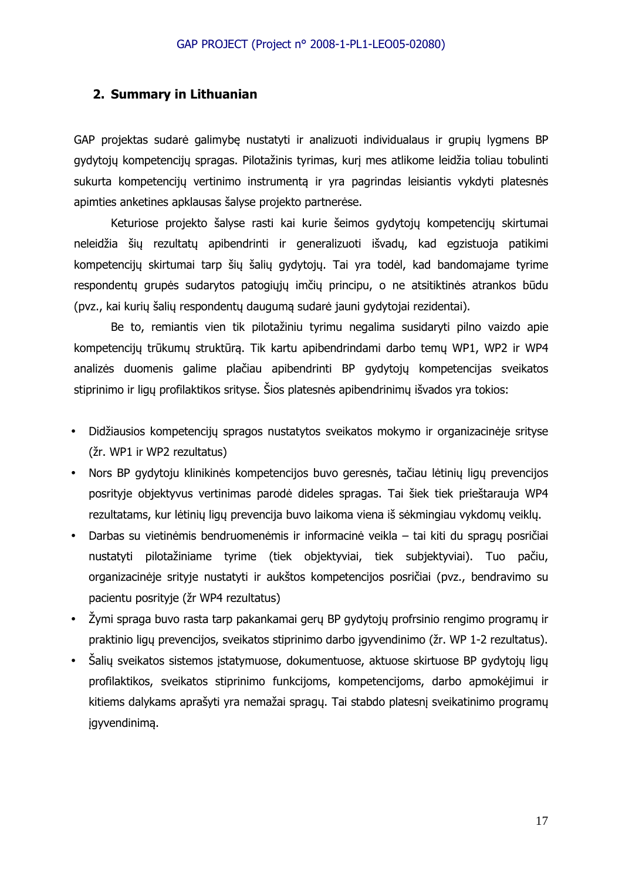## 2. Summary in Lithuanian

GAP projektas sudarė galimybę nustatyti ir analizuoti individualaus ir grupių lygmens BP gydytojų kompetencijų spragas. Pilotažinis tyrimas, kurį mes atlikome leidžia toliau tobulinti sukurta kompetencijų vertinimo instrumentą ir yra pagrindas leisiantis vykdyti platesnės apimties anketines apklausas šalyse projekto partnerėse.

Keturiose projekto šalyse rasti kai kurie šeimos gydytojų kompetencijų skirtumai neleidžia šių rezultatų apibendrinti ir generalizuoti išvadų, kad egzistuoja patikimi kompetencijų skirtumai tarp šių šalių gydytojų. Tai yra todėl, kad bandomajame tyrime respondentų grupės sudarytos patogiųjų imčių principu, o ne atsitiktinės atrankos būdu (pvz., kai kurių šalių respondentų daugumą sudarė jauni gydytojai rezidentai).

Be to, remiantis vien tik pilotažiniu tyrimu negalima susidaryti pilno vaizdo apie kompetencijų trūkumų struktūrą. Tik kartu apibendrindami darbo temų WP1, WP2 ir WP4 analizės duomenis galime plačiau apibendrinti BP gydytojų kompetencijas sveikatos stiprinimo ir ligų profilaktikos srityse. Šios platesnės apibendrinimų išvados yra tokios:

- Didžiausios kompetencijų spragos nustatytos sveikatos mokymo ir organizacinėje srityse (žr. WP1 ir WP2 rezultatus)
- Nors BP gydytoju klinikinės kompetencijos buvo geresnės, tačiau lėtinių ligų prevencijos posrityje objektyvus vertinimas parodė dideles spragas. Tai šiek tiek prieštarauja WP4 rezultatams, kur lėtinių ligų prevencija buvo laikoma viena iš sėkmingiau vykdomų veiklų.
- Darbas su vietinėmis bendruomenėmis ir informacinė veikla – tai kiti du spragų posričiai nustatyti pilotažiniame tyrime (tiek objektyviai, tiek subjektyviai). Tuo pačiu, organizacinėje srityje nustatyti ir aukštos kompetencijos posričiai (pvz., bendravimo su pacientu posrityje (žr WP4 rezultatus)
- Žymi spraga buvo rasta tarp pakankamai gerų BP gydytojų profrsinio rengimo programų ir praktinio ligų prevencijos, sveikatos stiprinimo darbo įgyvendinimo (žr. WP 1-2 rezultatus).
- Šalių sveikatos sistemos įstatymuose, dokumentuose, aktuose skirtuose BP gydytojų ligų profilaktikos, sveikatos stiprinimo funkcijoms, kompetencijoms, darbo apmokėjimui ir kitiems dalykams aprašyti yra nemažai spragų. Tai stabdo platesnį sveikatinimo programų įgyvendinimą.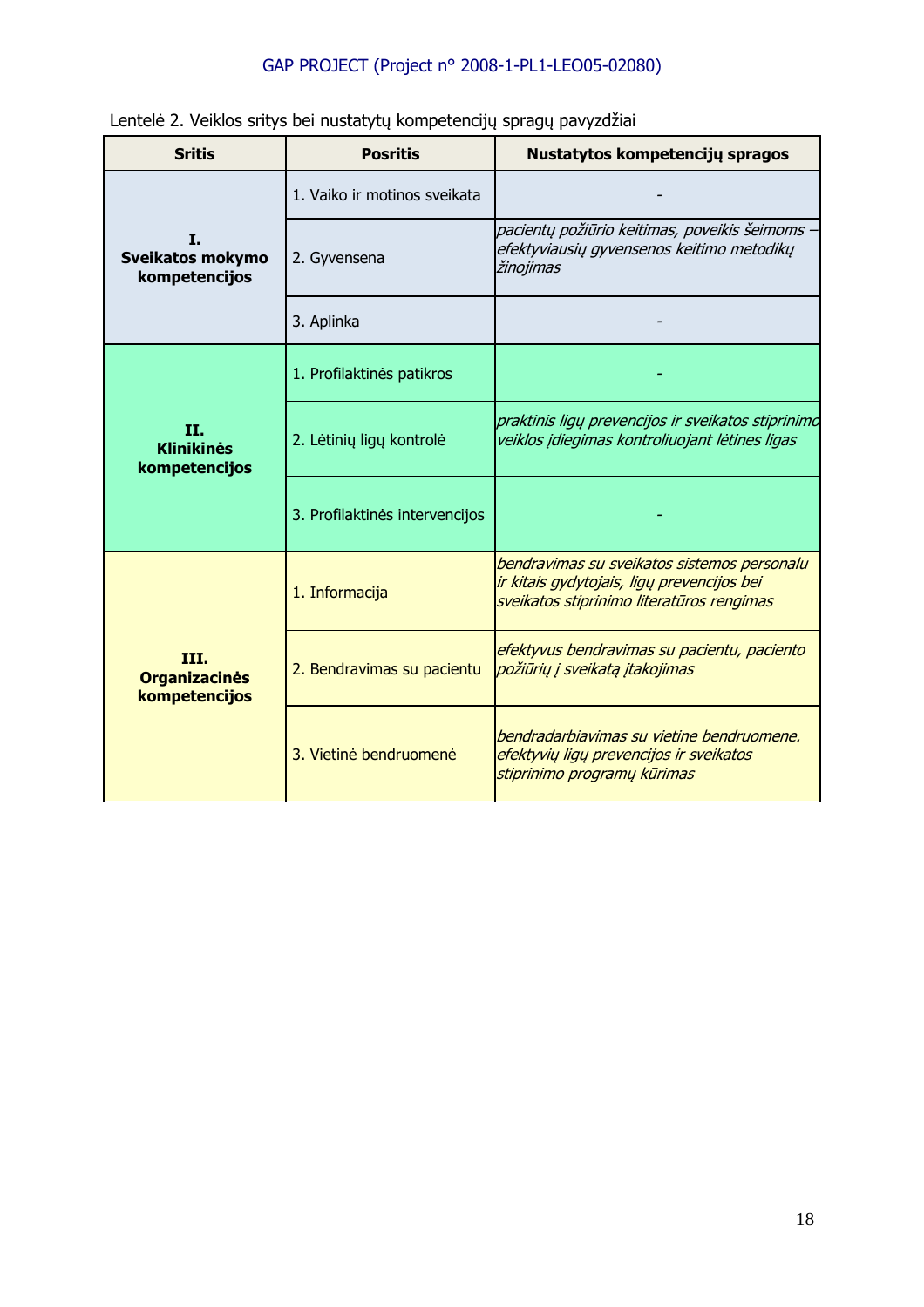Lentelė 2. Veiklos sritys bei nustatytų kompetencijų spragų pavyzdžiai

| Sritis | Posritis | Nustatytos kompetencijų spragos |
|---|---|---|
| **I. Sveikatos mokymo kompetencijos** | 1. Vaiko ir motinos sveikata | - |
| | 2. Gyvensena | *pacientų požiūrio keitimas, poveikis šeimoms – efektyviausių gyvensenos keitimo metodikų žinojimas* |
| | 3. Aplinka | - |
| **II. Klinikinės kompetencijos** | 1. Profilaktinės patikros | - |
| | 2. Lėtinių ligų kontrolė | *praktinis ligų prevencijos ir sveikatos stiprinimo veiklos įdiegimas kontroliuojant lėtines ligas* |
| | 3. Profilaktinės intervencijos | - |
| **III. Organizacinės kompetencijos** | 1. Informacija | *bendravimas su sveikatos sistemos personalu ir kitais gydytojais, ligų prevencijos bei sveikatos stiprinimo literatūros rengimas* |
| | 2. Bendravimas su pacientu | *efektyvus bendravimas su pacientu, paciento požiūrių į sveikatą įtakojimas* |
| | 3. Vietinė bendruomenė | *bendradarbiavimas su vietine bendruomene. efektyvių ligų prevencijos ir sveikatos stiprinimo programų kūrimas* |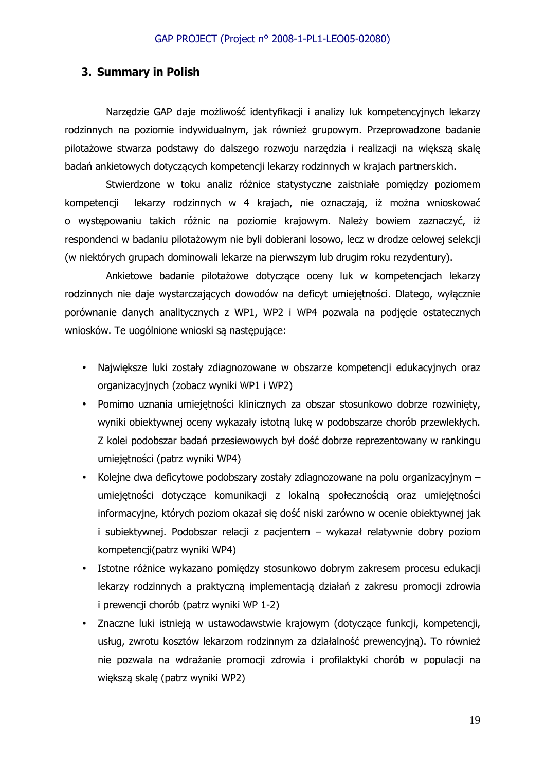## 3. Summary in Polish

Narzędzie GAP daje możliwość identyfikacji i analizy luk kompetencyjnych lekarzy rodzinnych na poziomie indywidualnym, jak również grupowym. Przeprowadzone badanie pilotażowe stwarza podstawy do dalszego rozwoju narzędzia i realizacji na większą skalę badań ankietowych dotyczących kompetencji lekarzy rodzinnych w krajach partnerskich.

Stwierdzone w toku analiz różnice statystyczne zaistniałe pomiędzy poziomem kompetencji lekarzy rodzinnych w 4 krajach, nie oznaczają, iż można wnioskować o występowaniu takich różnic na poziomie krajowym. Należy bowiem zaznaczyć, iż respondenci w badaniu pilotażowym nie byli dobierani losowo, lecz w drodze celowej selekcji (w niektórych grupach dominowali lekarze na pierwszym lub drugim roku rezydentury).

Ankietowe badanie pilotażowe dotyczące oceny luk w kompetencjach lekarzy rodzinnych nie daje wystarczających dowodów na deficyt umiejętności. Dlatego, wyłącznie porównanie danych analitycznych z WP1, WP2 i WP4 pozwala na podjęcie ostatecznych wniosków. Te uogólnione wnioski są następujące:

- Największe luki zostały zdiagnozowane w obszarze kompetencji edukacyjnych oraz organizacyjnych (zobacz wyniki WP1 i WP2)
- Pomimo uznania umiejętności klinicznych za obszar stosunkowo dobrze rozwinięty, wyniki obiektywnej oceny wykazały istotną lukę w podobszarze chorób przewlekłych. Z kolei podobszar badań przesiewowych był dość dobrze reprezentowany w rankingu umiejętności (patrz wyniki WP4)
- Kolejne dwa deficytowe podobszary zostały zdiagnozowane na polu organizacyjnym – umiejętności dotyczące komunikacji z lokalną społecznością oraz umiejętności informacyjne, których poziom okazał się dość niski zarówno w ocenie obiektywnej jak i subiektywnej. Podobszar relacji z pacjentem – wykazał relatywnie dobry poziom kompetencji(patrz wyniki WP4)
- Istotne różnice wykazano pomiędzy stosunkowo dobrym zakresem procesu edukacji lekarzy rodzinnych a praktyczną implementacją działań z zakresu promocji zdrowia i prewencji chorób (patrz wyniki WP 1-2)
- Znaczne luki istnieją w ustawodawstwie krajowym (dotyczące funkcji, kompetencji, usług, zwrotu kosztów lekarzom rodzinnym za działalność prewencyjną). To również nie pozwala na wdrażanie promocji zdrowia i profilaktyki chorób w populacji na większą skalę (patrz wyniki WP2)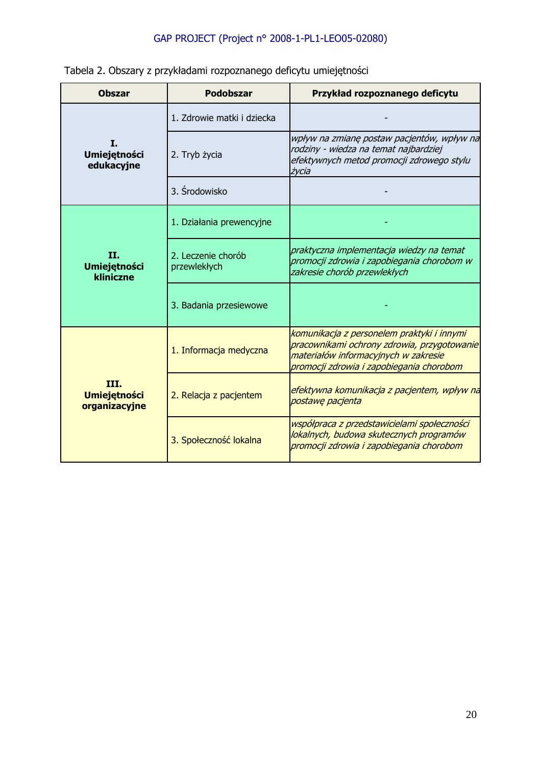Tabela 2. Obszary z przykładami rozpoznanego deficytu umiejętności

| Obszar | Podobszar | Przykład rozpoznanego deficytu |
|---|---|---|
| **I. Umiejętności edukacyjne** | 1. Zdrowie matki i dziecka | - |
| | 2. Tryb życia | *wpływ na zmianę postaw pacjentów, wpływ na rodziny - wiedza na temat najbardziej efektywnych metod promocji zdrowego stylu życia* |
| | 3. Środowisko | - |
| **II. Umiejętności kliniczne** | 1. Działania prewencyjne | - |
| | 2. Leczenie chorób przewlekłych | *praktyczna implementacja wiedzy na temat promocji zdrowia i zapobiegania chorobom w zakresie chorób przewlekłych* |
| | 3. Badania przesiewowe | - |
| **III. Umiejętności organizacyjne** | 1. Informacja medyczna | *komunikacja z personelem praktyki i innymi pracownikami ochrony zdrowia, przygotowanie materiałów informacyjnych w zakresie promocji zdrowia i zapobiegania chorobom* |
| | 2. Relacja z pacjentem | *efektywna komunikacja z pacjentem, wpływ na postawę pacjenta* |
| | 3. Społeczność lokalna | *współpraca z przedstawicielami społeczności lokalnych, budowa skutecznych programów promocji zdrowia i zapobiegania chorobom* |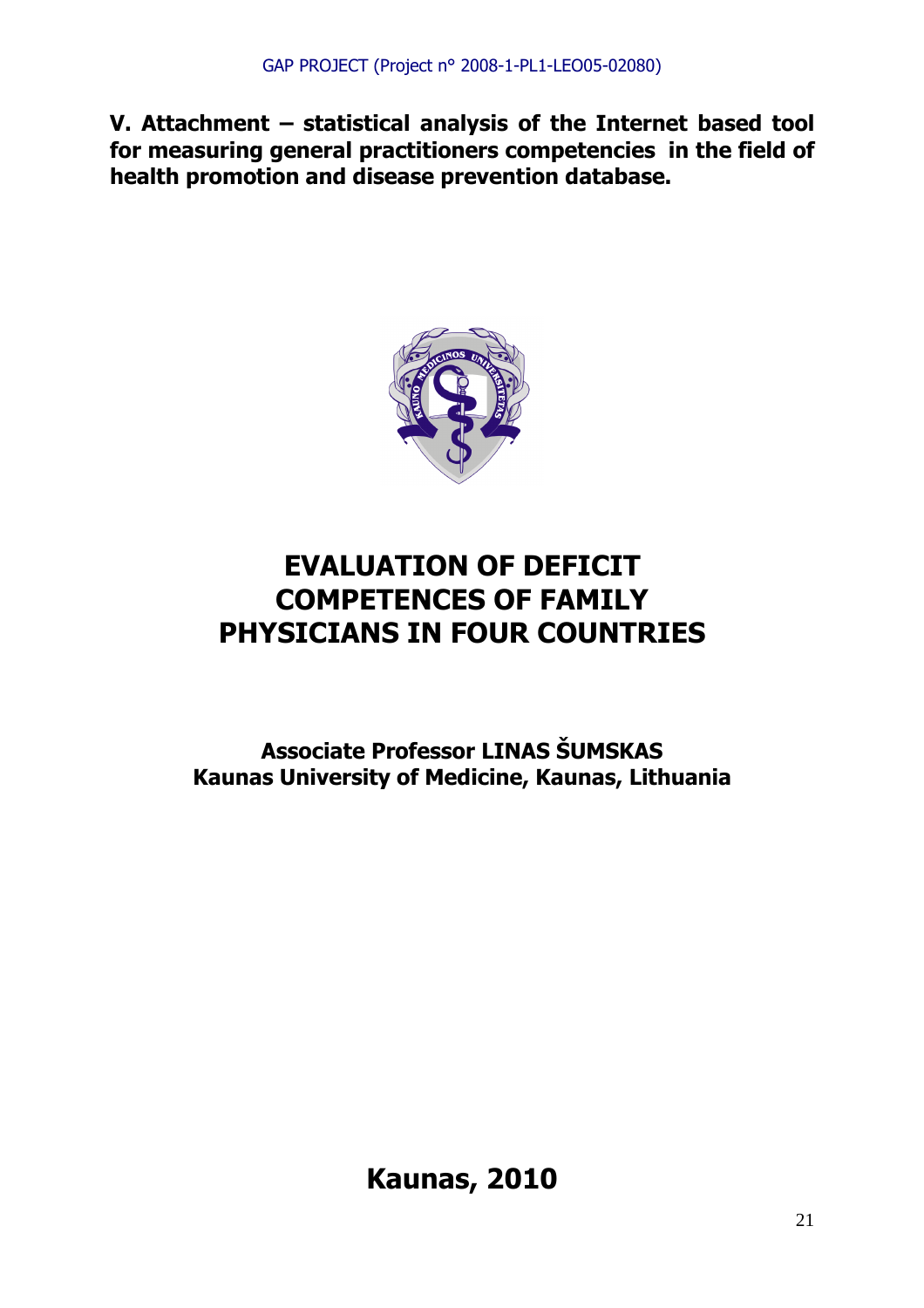**V. Attachment – statistical analysis of the Internet based tool for measuring general practitioners competencies in the field of health promotion and disease prevention database.**

# EVALUATION OF DEFICIT COMPETENCES OF FAMILY PHYSICIANS IN FOUR COUNTRIES

**Associate Professor LINAS ŠUMSKAS**
**Kaunas University of Medicine, Kaunas, Lithuania**

**Kaunas, 2010**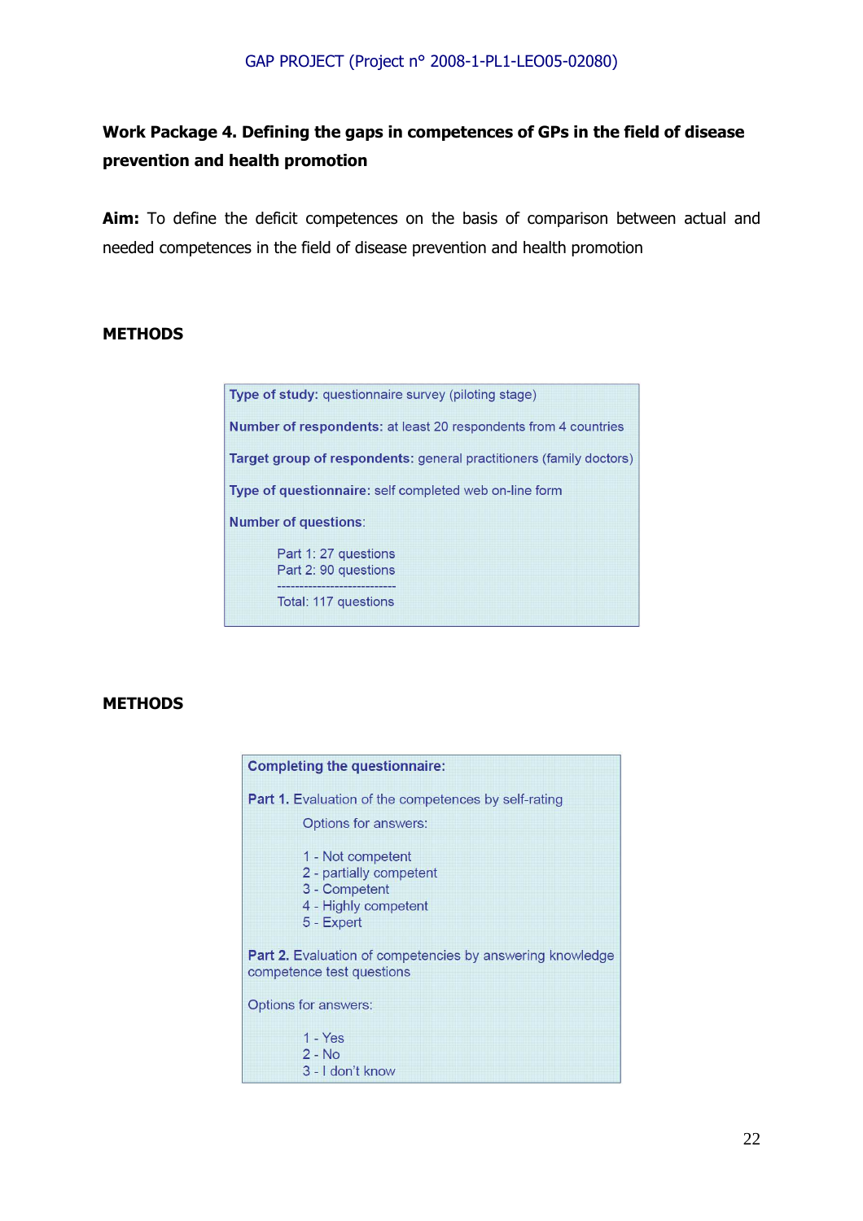GAP PROJECT (Project n° 2008-1-PL1-LEO05-02080)

**Work Package 4. Defining the gaps in competences of GPs in the field of disease prevention and health promotion**

**Aim:** To define the deficit competences on the basis of comparison between actual and needed competences in the field of disease prevention and health promotion

**METHODS**

**Type of study:** questionnaire survey (piloting stage)

**Number of respondents:** at least 20 respondents from 4 countries

**Target group of respondents:** general practitioners (family doctors)

**Type of questionnaire:** self completed web on-line form

**Number of questions**:

Part 1: 27 questions
Part 2: 90 questions
---------------------------
Total: 117 questions

**METHODS**

**Completing the questionnaire:**

**Part 1.** Evaluation of the competences by self-rating

Options for answers:

1 - Not competent
2 - partially competent
3 - Competent
4 - Highly competent
5 - Expert

**Part 2.** Evaluation of competencies by answering knowledge competence test questions

Options for answers:

1 - Yes
2 - No
3 - I don't know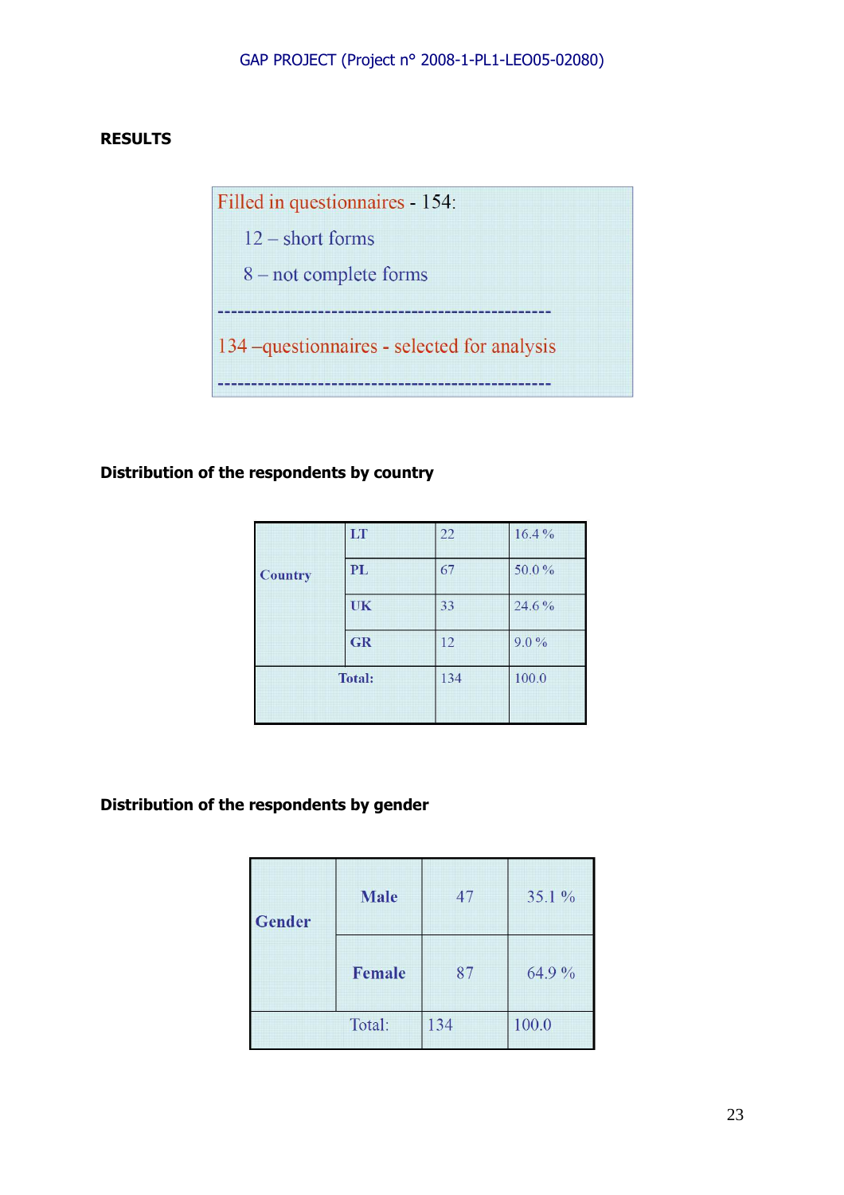**RESULTS**

Filled in questionnaires - 154:

12 – short forms

8 – not complete forms

---

134 –questionnaires - selected for analysis

---

**Distribution of the respondents by country**

| | | | |
|---|---|---|---|
| Country | LT | 22 | 16.4 % |
| | PL | 67 | 50.0 % |
| | UK | 33 | 24.6 % |
| | GR | 12 | 9.0 % |
| Total: | | 134 | 100.0 |

**Distribution of the respondents by gender**

| | | | |
|---|---|---|---|
| Gender | Male | 47 | 35.1 % |
| | Female | 87 | 64.9 % |
| Total: | | 134 | 100.0 |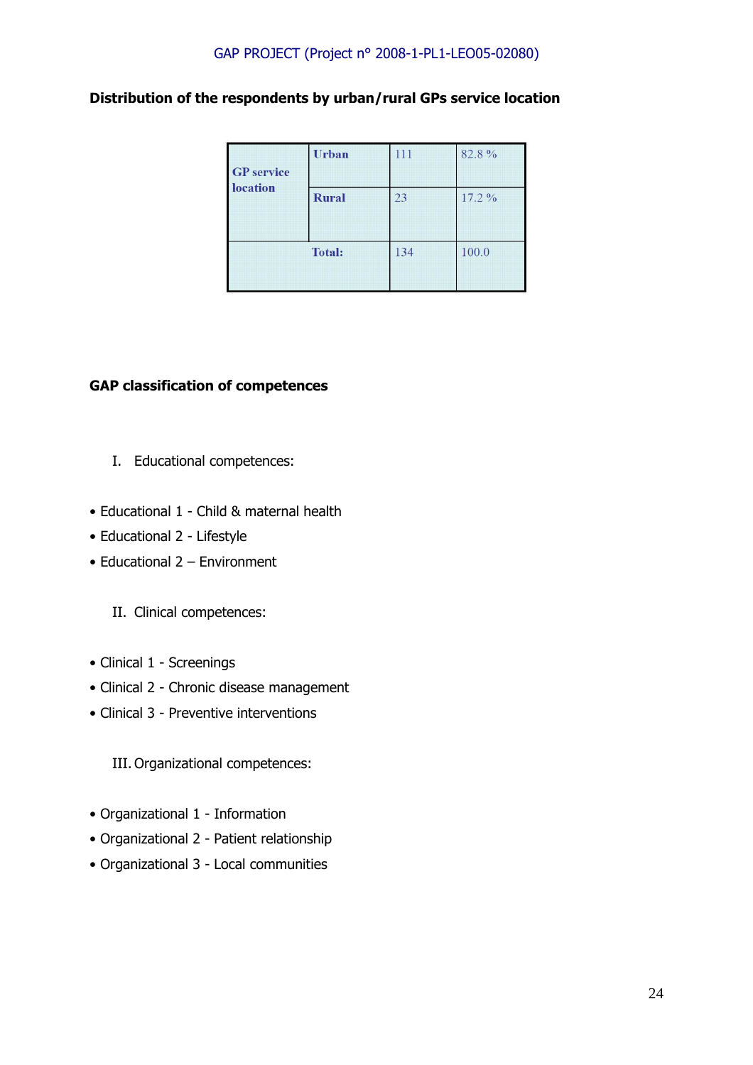**Distribution of the respondents by urban/rural GPs service location**

| GP service location | | | |
|---|---|---|---|
| GP service location | Urban | 111 | 82.8 % |
| | Rural | 23 | 17.2 % |
| | Total: | 134 | 100.0 |

**GAP classification of competences**

I. Educational competences:

- Educational 1 - Child & maternal health
- Educational 2 - Lifestyle
- Educational 2 – Environment

II. Clinical competences:

- Clinical 1 - Screenings
- Clinical 2 - Chronic disease management
- Clinical 3 - Preventive interventions

III. Organizational competences:

- Organizational 1 - Information
- Organizational 2 - Patient relationship
- Organizational 3 - Local communities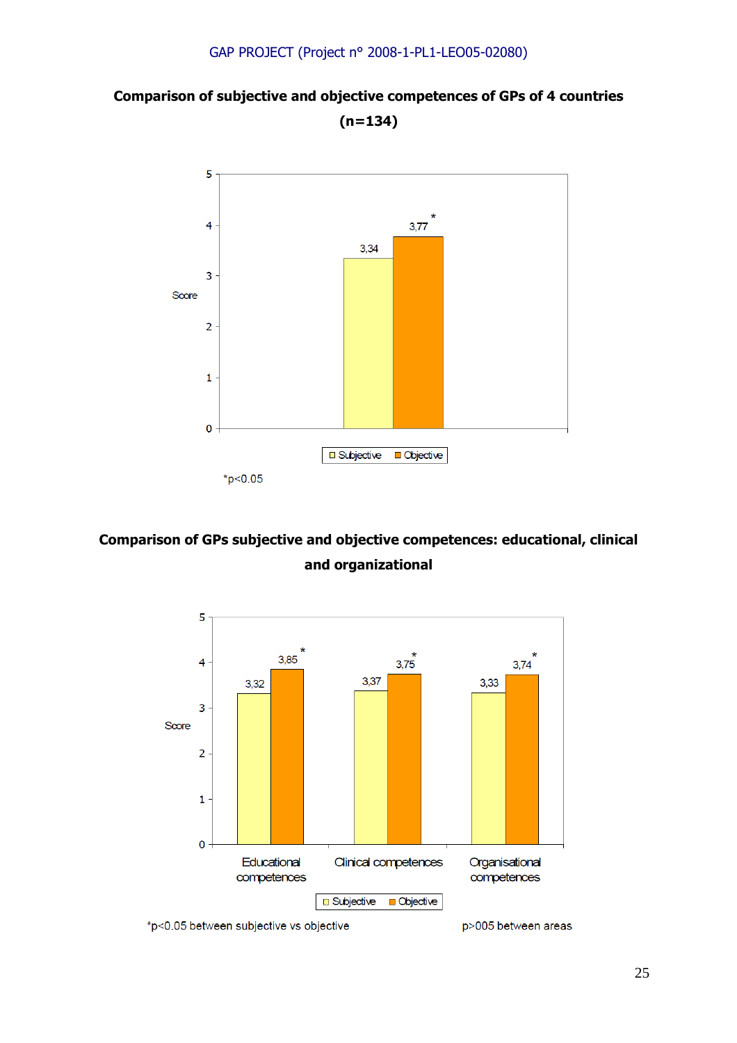**Comparison of subjective and objective competences of GPs of 4 countries (n=134)**

| | Subjective | Objective |
|---|---|---|
| Score | 3,34 | 3,77* |

*p<0.05

**Comparison of GPs subjective and objective competences: educational, clinical and organizational**

| | Subjective | Objective |
|---|---|---|
| Educational competences | 3,32 | 3,85* |
| Clinical competences | 3,37 | 3,75* |
| Organisational competences | 3,33 | 3,74* |

*p<0.05 between subjective vs objective

p>005 between areas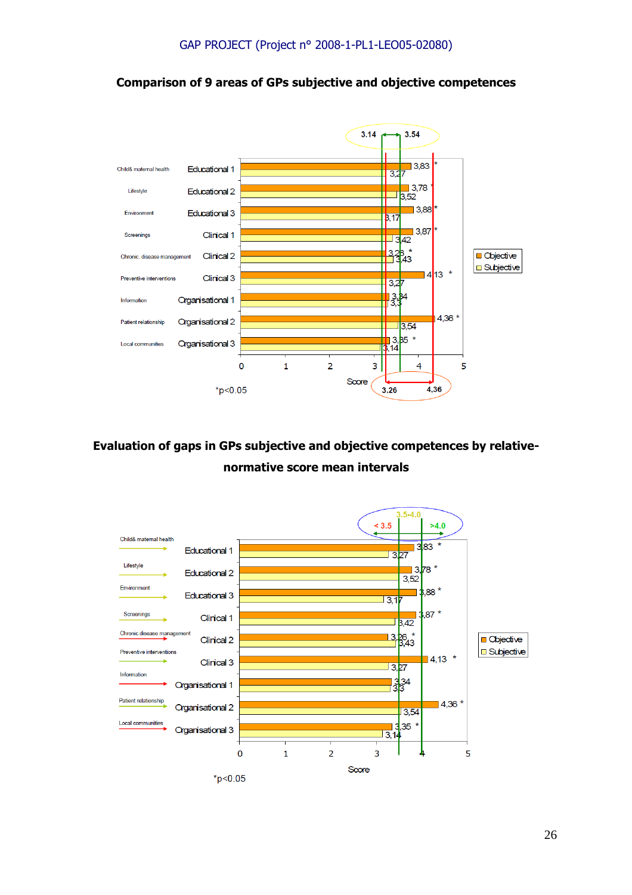## Comparison of 9 areas of GPs subjective and objective competences

| Area | Category | Objective | Subjective |
|---|---|---|---|
| Child& maternal health | Educational 1 | 3,83 * | 3,27 |
| Lifestyle | Educational 2 | 3,78 * | 3,52 |
| Environment | Educational 3 | 3,88 * | 3,17 |
| Screenings | Clinical 1 | 3,87 * | 3,42 |
| Chronic. disease management | Clinical 2 | 3,26 * | 3,43 |
| Preventive interventions | Clinical 3 | 4,13 * | 3,27 |
| Information | Organisational 1 | 3,34 | 3,3 |
| Patient relationship | Organisational 2 | 4,36 * | 3,54 |
| Local communities | Organisational 3 | 3,35 * | 3,14 |

Score (0–5). Subjective range: 3.14 – 3.54; Objective range: 3.26 – 4,36.

*p<0.05

## Evaluation of gaps in GPs subjective and objective competences by relative-normative score mean intervals

Intervals: < 3.5; 3.5-4.0; >4.0

| Area | Category | Objective | Subjective |
|---|---|---|---|
| Child& maternal health | Educational 1 | 3,83 * | 3,27 |
| Lifestyle | Educational 2 | 3,78 * | 3,52 |
| Environment | Educational 3 | 3,88 * | 3,17 |
| Screenings | Clinical 1 | 3,87 * | 3,42 |
| Chronic disease management | Clinical 2 | 3,26 * | 3,43 |
| Preventive interventions | Clinical 3 | 4,13 * | 3,27 |
| Information | Organisational 1 | 3,34 | 3,3 |
| Patient relationship | Organisational 2 | 4,36 * | 3,54 |
| Local communities | Organisational 3 | 3,35 * | 3,14 |

Score (0–5)

*p<0.05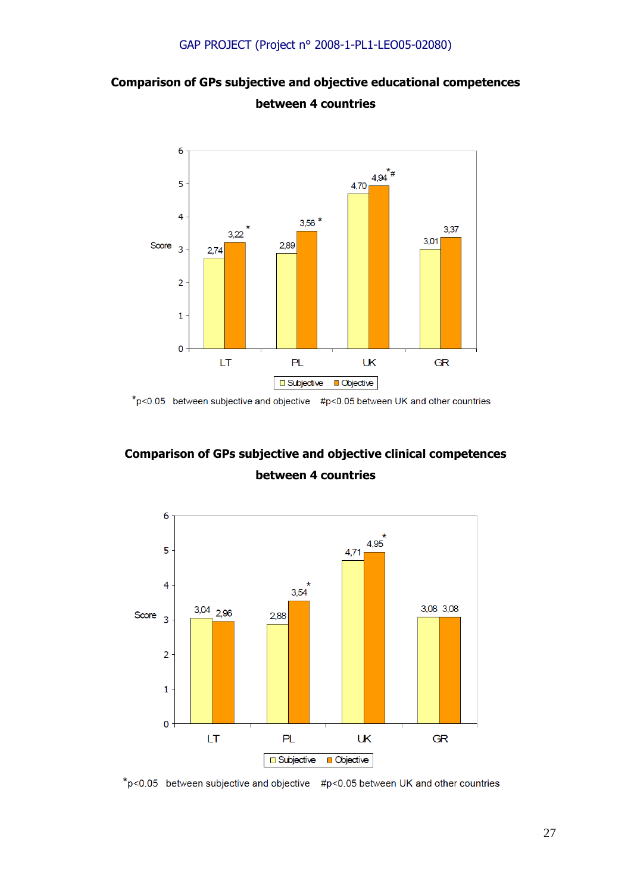## Comparison of GPs subjective and objective educational competences between 4 countries

| Country | Subjective | Objective |
|---|---|---|
| LT | 2,74 | 3,22 * |
| PL | 2,89 | 3,56 * |
| UK | 4,70 | 4,94 *# |
| GR | 3,01 | 3,37 |

Score (0–6)

*p<0.05 between subjective and objective #p<0.05 between UK and other countries

## Comparison of GPs subjective and objective clinical competences between 4 countries

| Country | Subjective | Objective |
|---|---|---|
| LT | 3,04 | 2,96 |
| PL | 2,88 | 3,54 * |
| UK | 4,71 | 4,95 * |
| GR | 3,08 | 3,08 |

Score (0–6)

*p<0.05 between subjective and objective #p<0.05 between UK and other countries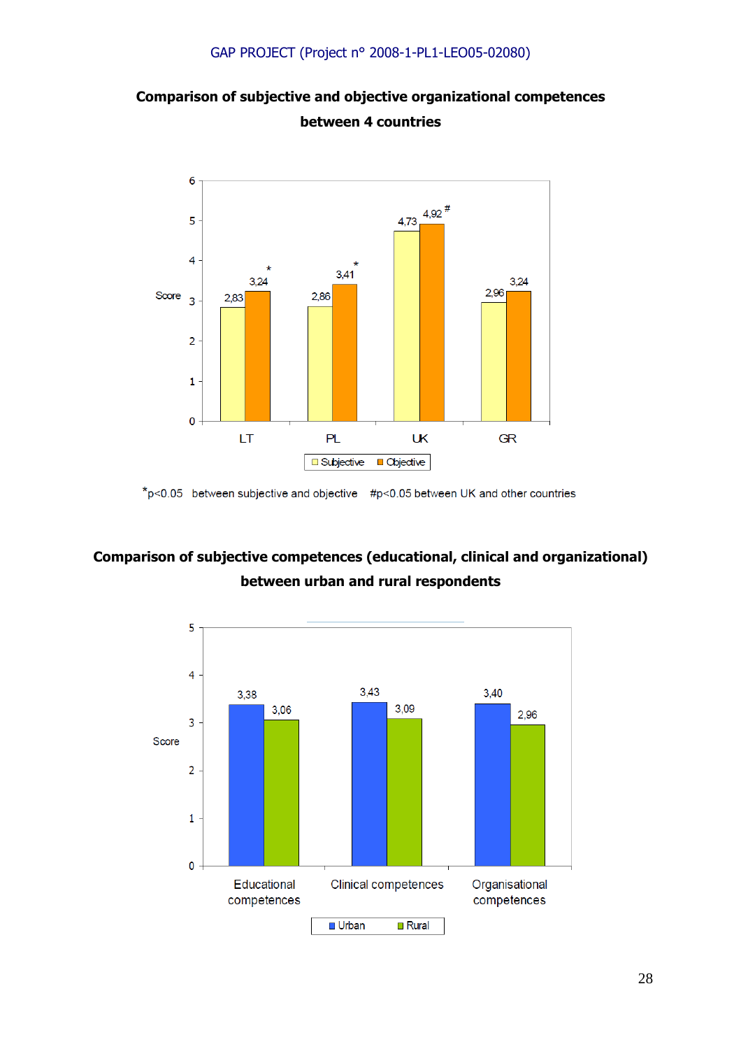**Comparison of subjective and objective organizational competences between 4 countries**

| | LT | PL | UK | GR |
|---|---|---|---|---|
| Subjective | 2,83 | 2,86 | 4,73 | 2,96 |
| Objective | 3,24 * | 3,41 * | 4,92 # | 3,24 |

*p<0.05 between subjective and objective #p<0.05 between UK and other countries

**Comparison of subjective competences (educational, clinical and organizational) between urban and rural respondents**

| | Educational competences | Clinical competences | Organisational competences |
|---|---|---|---|
| Urban | 3,38 | 3,43 | 3,40 |
| Rural | 3,06 | 3,09 | 2,96 |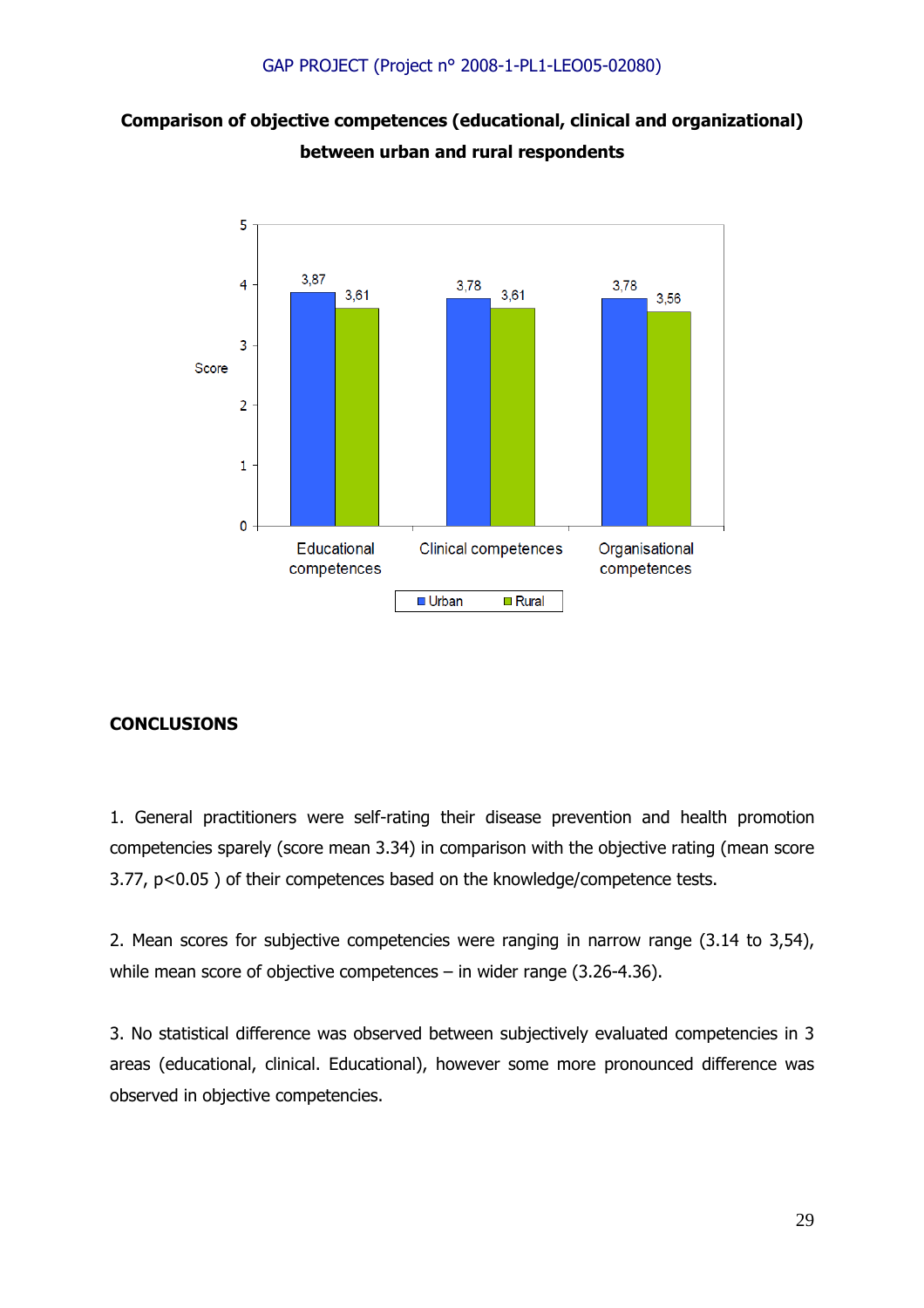**Comparison of objective competences (educational, clinical and organizational) between urban and rural respondents**

| | Urban | Rural |
|---|---|---|
| Educational competences | 3,87 | 3,61 |
| Clinical competences | 3,78 | 3,61 |
| Organisational competences | 3,78 | 3,56 |

## CONCLUSIONS

1. General practitioners were self-rating their disease prevention and health promotion competencies sparely (score mean 3.34) in comparison with the objective rating (mean score 3.77, $p<0.05$ ) of their competences based on the knowledge/competence tests.

2. Mean scores for subjective competencies were ranging in narrow range (3.14 to 3,54), while mean score of objective competences – in wider range (3.26-4.36).

3. No statistical difference was observed between subjectively evaluated competencies in 3 areas (educational, clinical. Educational), however some more pronounced difference was observed in objective competencies.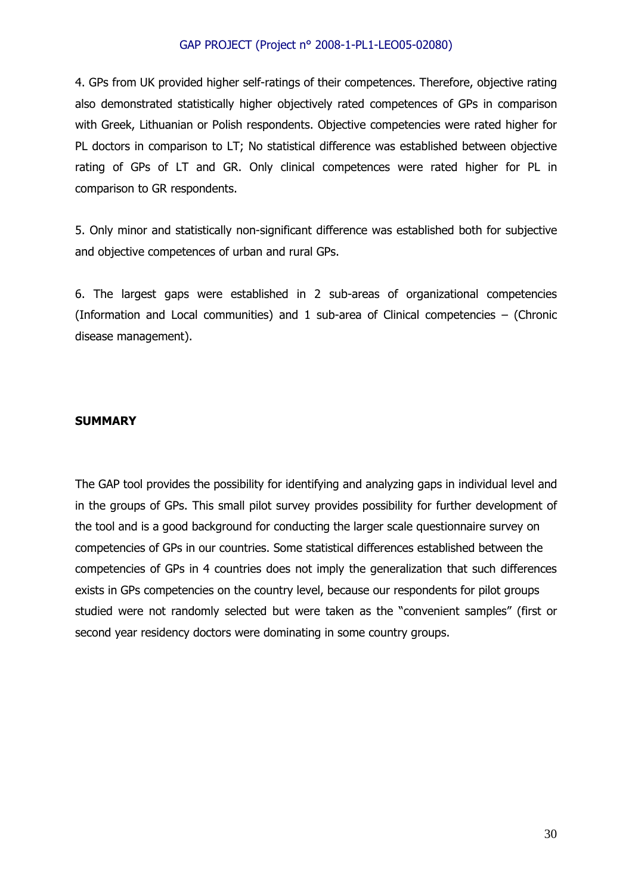4. GPs from UK provided higher self-ratings of their competences. Therefore, objective rating also demonstrated statistically higher objectively rated competences of GPs in comparison with Greek, Lithuanian or Polish respondents. Objective competencies were rated higher for PL doctors in comparison to LT; No statistical difference was established between objective rating of GPs of LT and GR. Only clinical competences were rated higher for PL in comparison to GR respondents.

5. Only minor and statistically non-significant difference was established both for subjective and objective competences of urban and rural GPs.

6. The largest gaps were established in 2 sub-areas of organizational competencies (Information and Local communities) and 1 sub-area of Clinical competencies – (Chronic disease management).

## SUMMARY

The GAP tool provides the possibility for identifying and analyzing gaps in individual level and in the groups of GPs. This small pilot survey provides possibility for further development of the tool and is a good background for conducting the larger scale questionnaire survey on competencies of GPs in our countries. Some statistical differences established between the competencies of GPs in 4 countries does not imply the generalization that such differences exists in GPs competencies on the country level, because our respondents for pilot groups studied were not randomly selected but were taken as the "convenient samples" (first or second year residency doctors were dominating in some country groups.